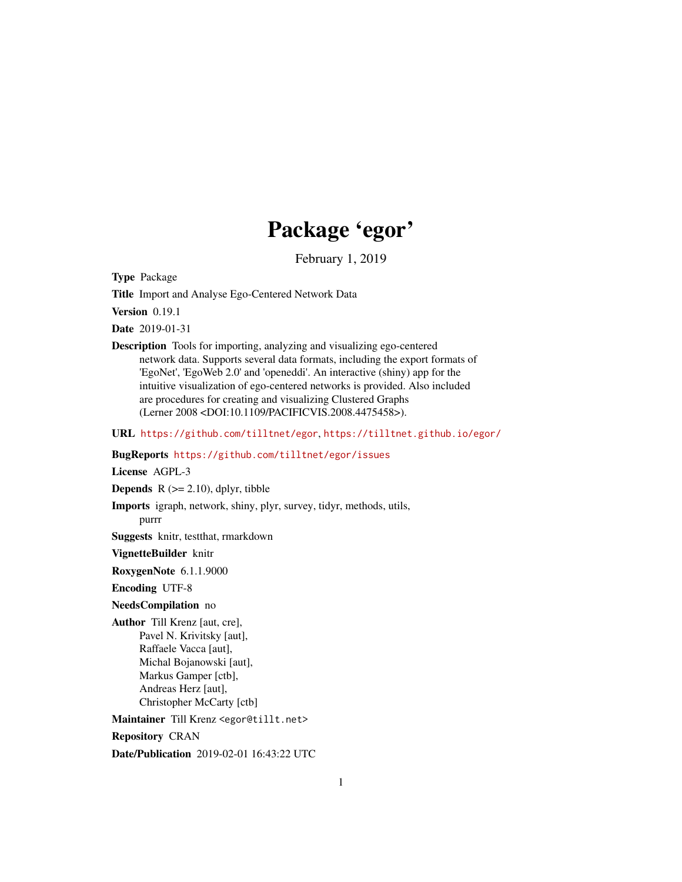# Package 'egor'

February 1, 2019

**Type** Package

**Title** Import and Analyse Ego-Centered Network Data

**Version** 0.19.1

**Date** 2019-01-31

**Description** Tools for importing, analyzing and visualizing ego-centered network data. Supports several data formats, including the export formats of 'EgoNet', 'EgoWeb 2.0' and 'openeddi'. An interactive (shiny) app for the intuitive visualization of ego-centered networks is provided. Also included are procedures for creating and visualizing Clustered Graphs (Lerner 2008 <DOI:10.1109/PACIFICVIS.2008.4475458>).

**URL** https://github.com/tilltnet/egor, https://tilltnet.github.io/egor/

**BugReports** https://github.com/tilltnet/egor/issues

**License** AGPL-3

**Depends** R (>= 2.10), dplyr, tibble

**Imports** igraph, network, shiny, plyr, survey, tidyr, methods, utils, purrr

**Suggests** knitr, testthat, rmarkdown

**VignetteBuilder** knitr

**RoxygenNote** 6.1.1.9000

**Encoding** UTF-8

**NeedsCompilation** no

**Author** Till Krenz [aut, cre], Pavel N. Krivitsky [aut], Raffaele Vacca [aut], Michal Bojanowski [aut], Markus Gamper [ctb], Andreas Herz [aut], Christopher McCarty [ctb]

**Maintainer** Till Krenz <egor@tillt.net>

**Repository** CRAN

**Date/Publication** 2019-02-01 16:43:22 UTC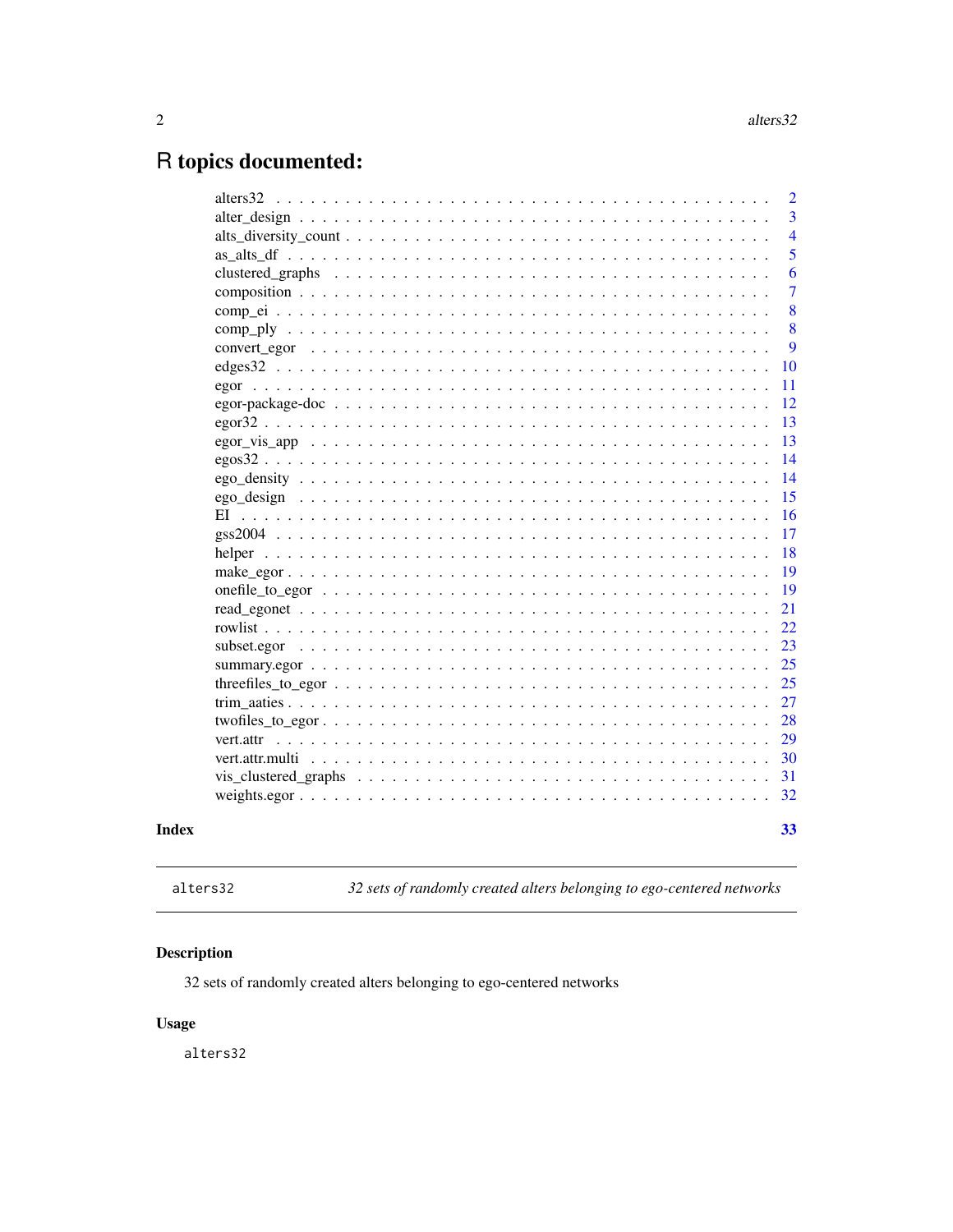# R topics documented:

| | |
|---|---|
| alters32 | 2 |
| alter_design | 3 |
| alts_diversity_count | 4 |
| as_alts_df | 5 |
| clustered_graphs | 6 |
| composition | 7 |
| comp_ei | 8 |
| comp_ply | 8 |
| convert_egor | 9 |
| edges32 | 10 |
| egor | 11 |
| egor-package-doc | 12 |
| egor32 | 13 |
| egor_vis_app | 13 |
| egos32 | 14 |
| ego_density | 14 |
| ego_design | 15 |
| EI | 16 |
| gss2004 | 17 |
| helper | 18 |
| make_egor | 19 |
| onefile_to_egor | 19 |
| read_egonet | 21 |
| rowlist | 22 |
| subset.egor | 23 |
| summary.egor | 25 |
| threefiles_to_egor | 25 |
| trim_aaties | 27 |
| twofiles_to_egor | 28 |
| vert.attr | 29 |
| vert.attr.multi | 30 |
| vis_clustered_graphs | 31 |
| weights.egor | 32 |

**Index** **33**

---

`alters32` *32 sets of randomly created alters belonging to ego-centered networks*

---

## Description

32 sets of randomly created alters belonging to ego-centered networks

## Usage

```
alters32
```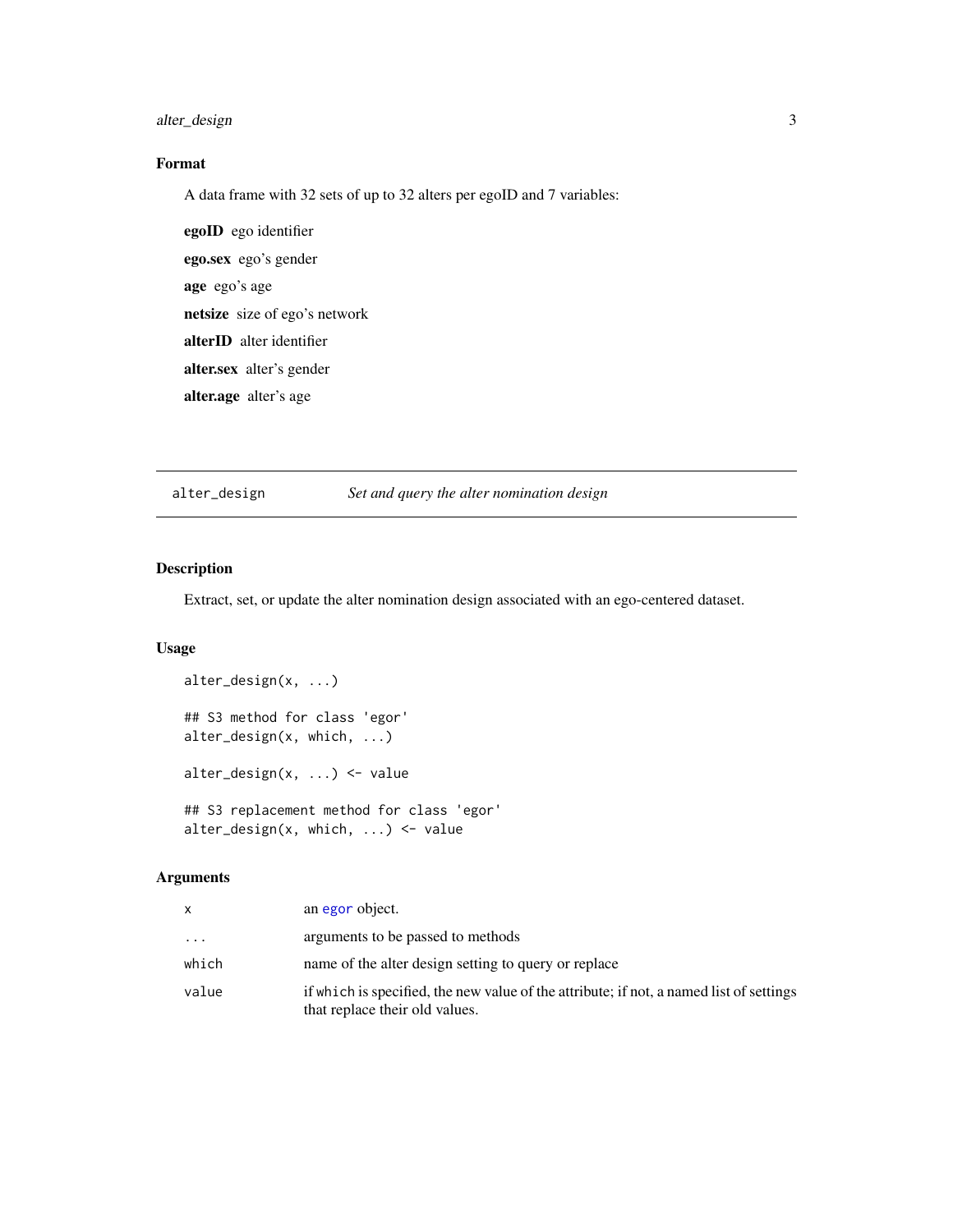### Format

A data frame with 32 sets of up to 32 alters per egoID and 7 variables:

**egoID** ego identifier

**ego.sex** ego's gender

**age** ego's age

**netsize** size of ego's network

**alterID** alter identifier

**alter.sex** alter's gender

**alter.age** alter's age

---

## alter_design *Set and query the alter nomination design*

### Description

Extract, set, or update the alter nomination design associated with an ego-centered dataset.

### Usage

```
alter_design(x, ...)

## S3 method for class 'egor'
alter_design(x, which, ...)

alter_design(x, ...) <- value

## S3 replacement method for class 'egor'
alter_design(x, which, ...) <- value
```

### Arguments

| | |
|---|---|
| x | an egor object. |
| ... | arguments to be passed to methods |
| which | name of the alter design setting to query or replace |
| value | if which is specified, the new value of the attribute; if not, a named list of settings that replace their old values. |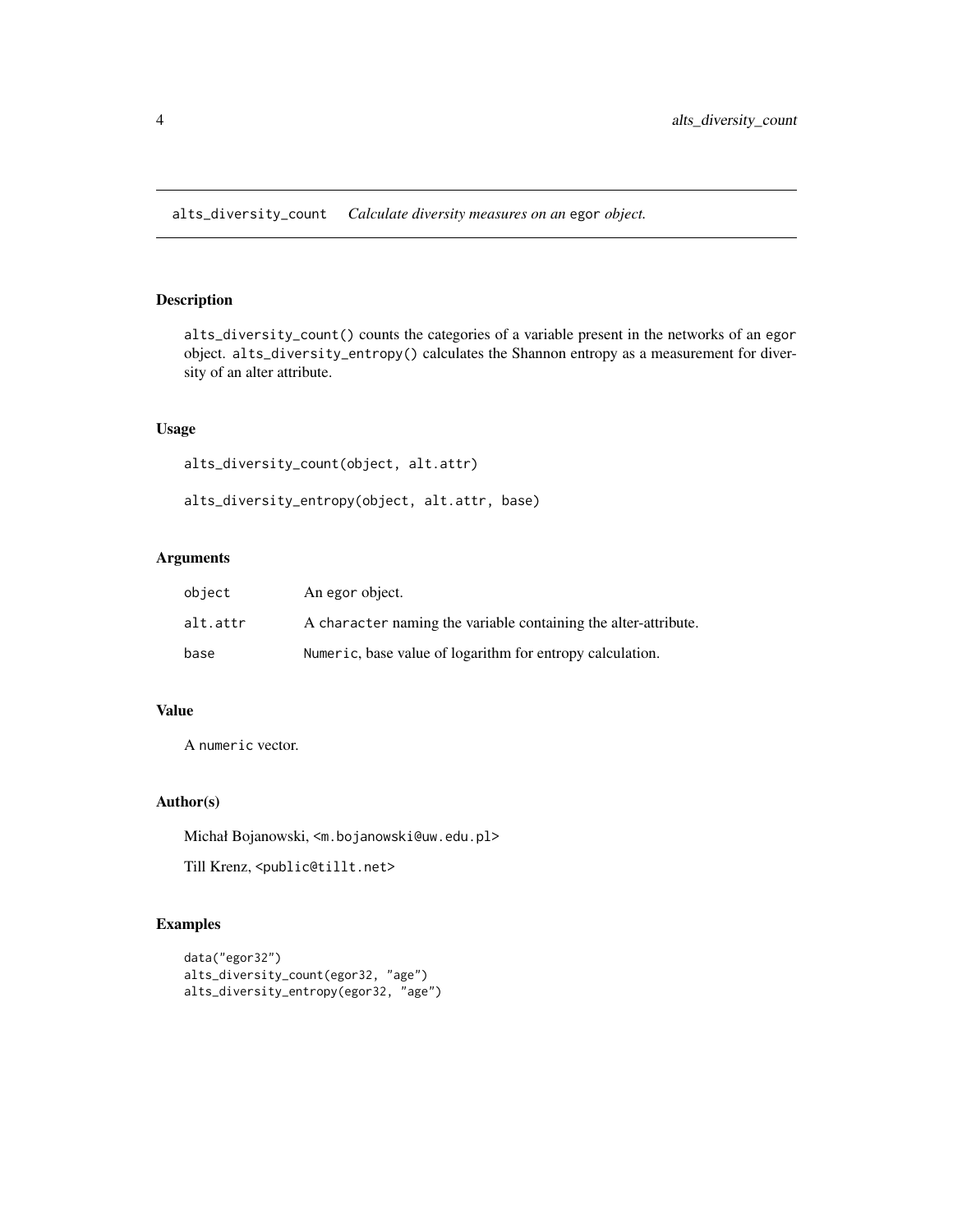alts_diversity_count    *Calculate diversity measures on an* egor *object.*

## Description

alts_diversity_count() counts the categories of a variable present in the networks of an egor object. alts_diversity_entropy() calculates the Shannon entropy as a measurement for diversity of an alter attribute.

## Usage

```
alts_diversity_count(object, alt.attr)

alts_diversity_entropy(object, alt.attr, base)
```

## Arguments

| | |
|---|---|
| object | An egor object. |
| alt.attr | A character naming the variable containing the alter-attribute. |
| base | Numeric, base value of logarithm for entropy calculation. |

## Value

A numeric vector.

## Author(s)

Michał Bojanowski, <m.bojanowski@uw.edu.pl>

Till Krenz, <public@tillt.net>

## Examples

```
data("egor32")
alts_diversity_count(egor32, "age")
alts_diversity_entropy(egor32, "age")
```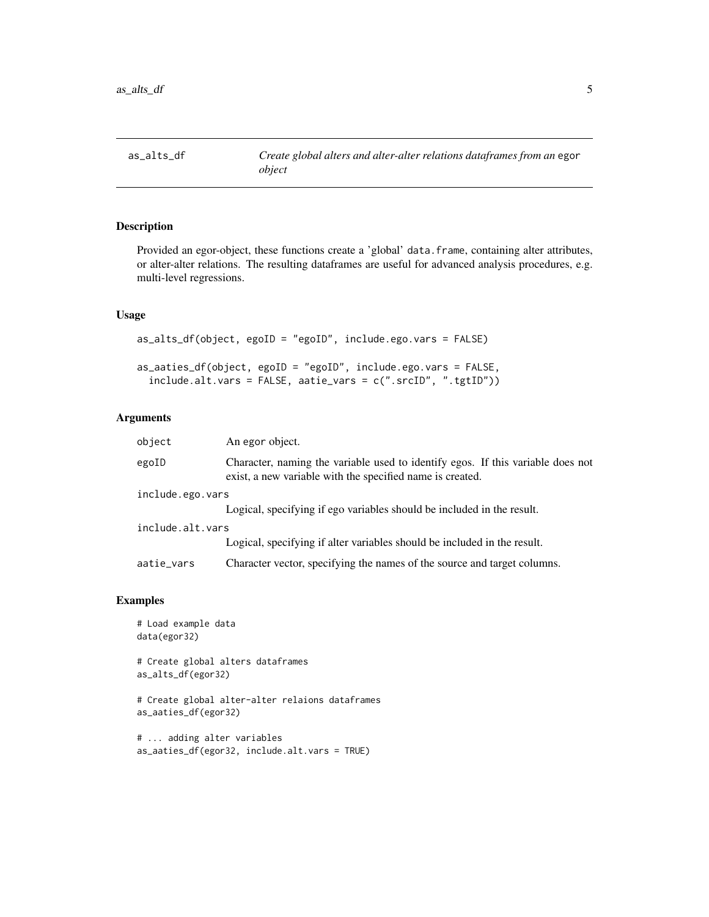`as_alts_df` — *Create global alters and alter-alter relations dataframes from an* `egor` *object*

## Description

Provided an egor-object, these functions create a 'global' `data.frame`, containing alter attributes, or alter-alter relations. The resulting dataframes are useful for advanced analysis procedures, e.g. multi-level regressions.

## Usage

```
as_alts_df(object, egoID = "egoID", include.ego.vars = FALSE)

as_aaties_df(object, egoID = "egoID", include.ego.vars = FALSE,
  include.alt.vars = FALSE, aatie_vars = c(".srcID", ".tgtID"))
```

## Arguments

| | |
|---|---|
| `object` | An `egor` object. |
| `egoID` | Character, naming the variable used to identify egos. If this variable does not exist, a new variable with the specified name is created. |
| `include.ego.vars` | Logical, specifying if ego variables should be included in the result. |
| `include.alt.vars` | Logical, specifying if alter variables should be included in the result. |
| `aatie_vars` | Character vector, specifying the names of the source and target columns. |

## Examples

```
# Load example data
data(egor32)

# Create global alters dataframes
as_alts_df(egor32)

# Create global alter-alter relaions dataframes
as_aaties_df(egor32)

# ... adding alter variables
as_aaties_df(egor32, include.alt.vars = TRUE)
```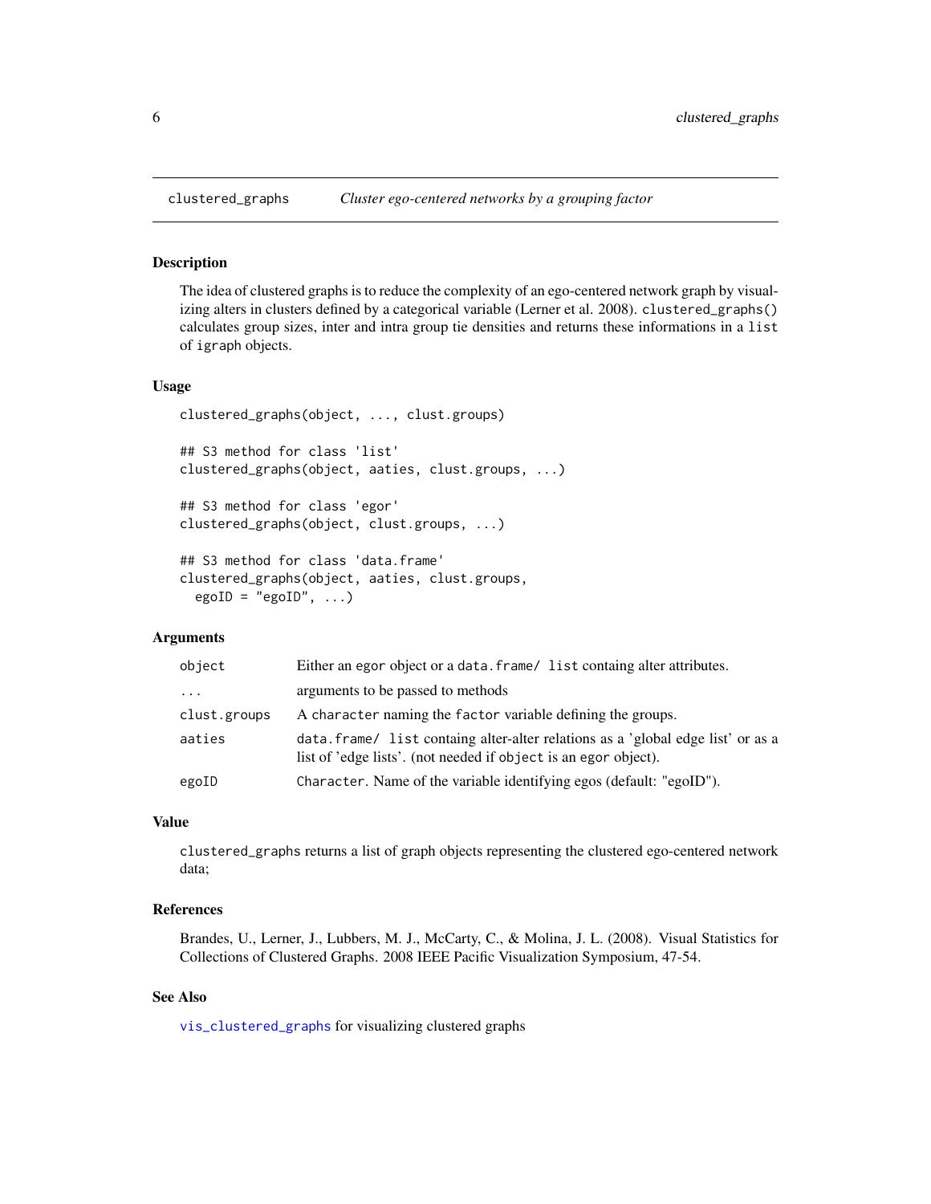## clustered_graphs — *Cluster ego-centered networks by a grouping factor*

### Description

The idea of clustered graphs is to reduce the complexity of an ego-centered network graph by visualizing alters in clusters defined by a categorical variable (Lerner et al. 2008). `clustered_graphs()` calculates group sizes, inter and intra group tie densities and returns these informations in a `list` of `igraph` objects.

### Usage

```
clustered_graphs(object, ..., clust.groups)

## S3 method for class 'list'
clustered_graphs(object, aaties, clust.groups, ...)

## S3 method for class 'egor'
clustered_graphs(object, clust.groups, ...)

## S3 method for class 'data.frame'
clustered_graphs(object, aaties, clust.groups,
  egoID = "egoID", ...)
```

### Arguments

| | |
|---|---|
| `object` | Either an `egor` object or a `data.frame/ list` containg alter attributes. |
| `...` | arguments to be passed to methods |
| `clust.groups` | A `character` naming the `factor` variable defining the groups. |
| `aaties` | `data.frame/ list` containg alter-alter relations as a 'global edge list' or as a list of 'edge lists'. (not needed if `object` is an `egor` object). |
| `egoID` | `Character`. Name of the variable identifying egos (default: "egoID"). |

### Value

`clustered_graphs` returns a list of graph objects representing the clustered ego-centered network data;

### References

Brandes, U., Lerner, J., Lubbers, M. J., McCarty, C., & Molina, J. L. (2008). Visual Statistics for Collections of Clustered Graphs. 2008 IEEE Pacific Visualization Symposium, 47-54.

### See Also

`vis_clustered_graphs` for visualizing clustered graphs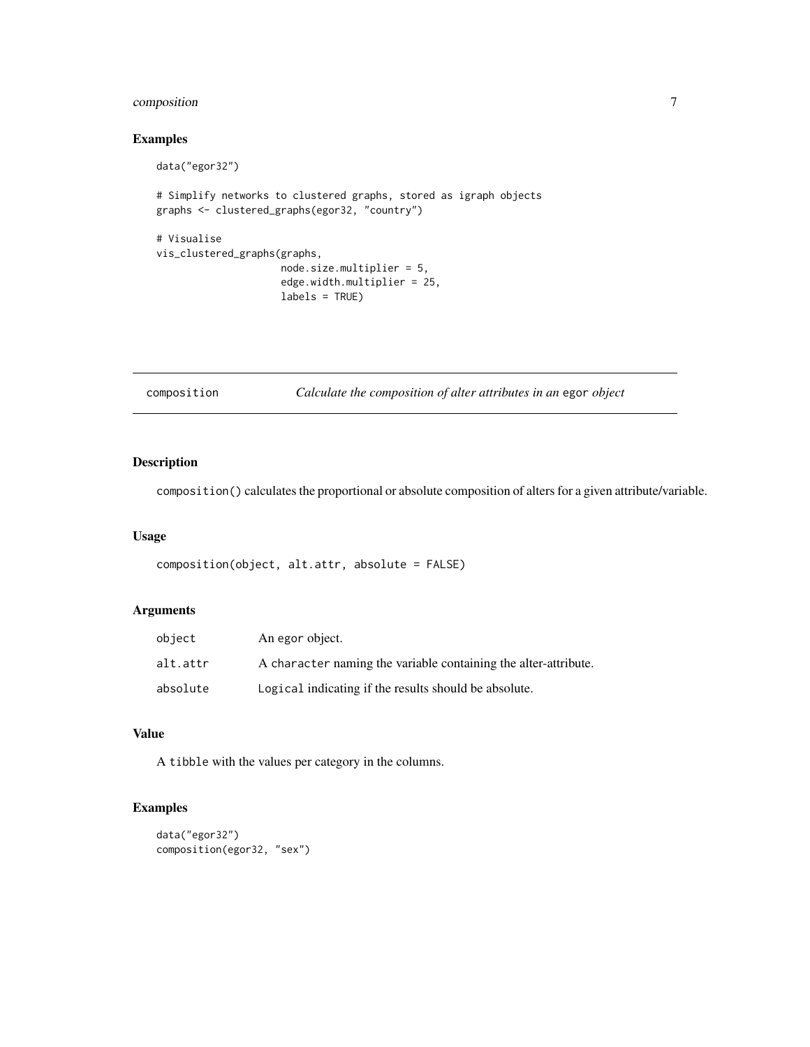### Examples

```
data("egor32")

# Simplify networks to clustered graphs, stored as igraph objects
graphs <- clustered_graphs(egor32, "country")

# Visualise
vis_clustered_graphs(graphs,
                     node.size.multiplier = 5,
                     edge.width.multiplier = 25,
                     labels = TRUE)
```

---

## composition — *Calculate the composition of alter attributes in an* `egor` *object*

---

### Description

`composition()` calculates the proportional or absolute composition of alters for a given attribute/variable.

### Usage

```
composition(object, alt.attr, absolute = FALSE)
```

### Arguments

| | |
|---|---|
| `object` | An `egor` object. |
| `alt.attr` | A `character` naming the variable containing the alter-attribute. |
| `absolute` | `Logical` indicating if the results should be absolute. |

### Value

A `tibble` with the values per category in the columns.

### Examples

```
data("egor32")
composition(egor32, "sex")
```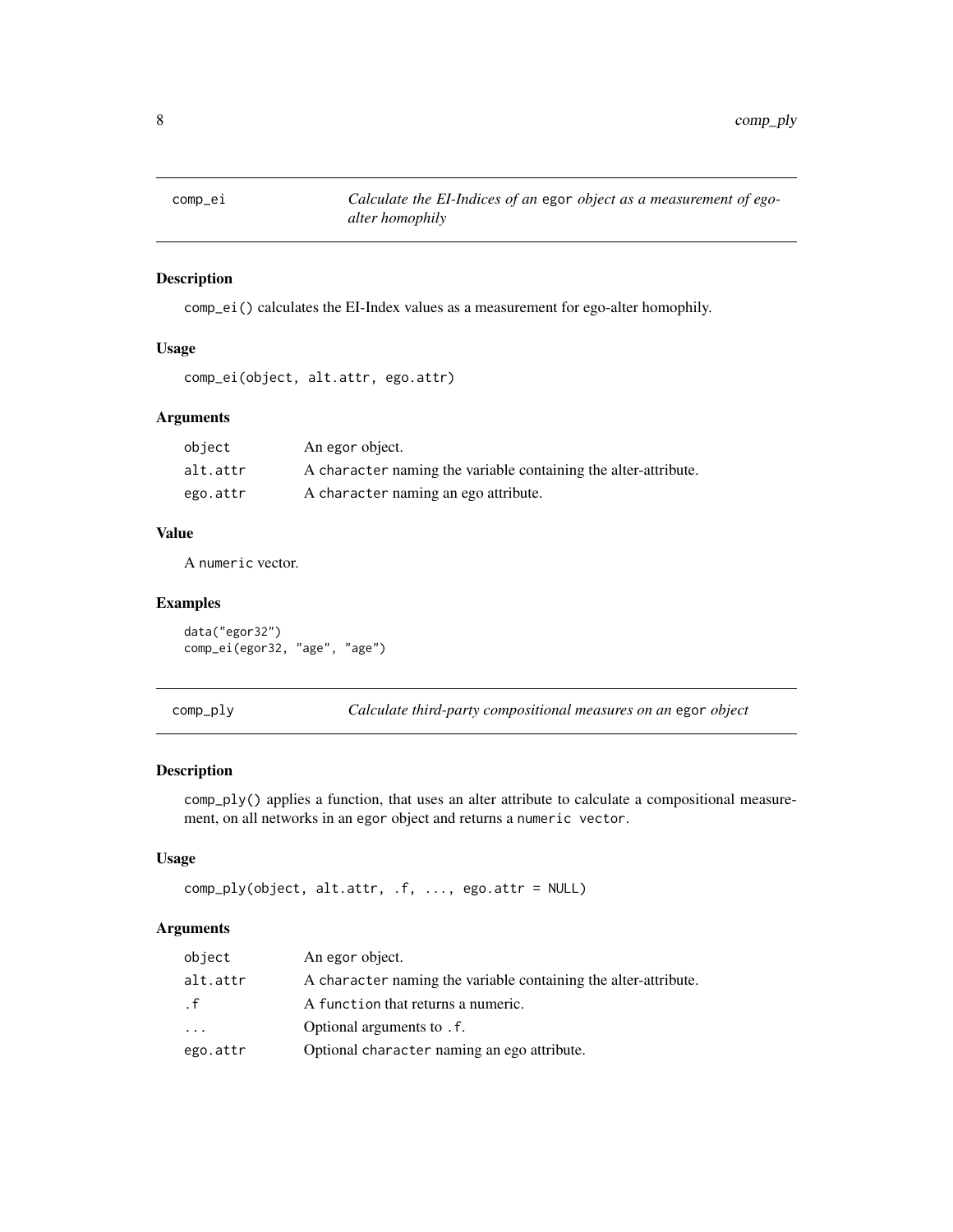## comp_ei — *Calculate the EI-Indices of an* egor *object as a measurement of ego-alter homophily*

### Description

comp_ei() calculates the EI-Index values as a measurement for ego-alter homophily.

### Usage

```
comp_ei(object, alt.attr, ego.attr)
```

### Arguments

| | |
|---|---|
| object | An egor object. |
| alt.attr | A character naming the variable containing the alter-attribute. |
| ego.attr | A character naming an ego attribute. |

### Value

A numeric vector.

### Examples

```
data("egor32")
comp_ei(egor32, "age", "age")
```

## comp_ply — *Calculate third-party compositional measures on an* egor *object*

### Description

comp_ply() applies a function, that uses an alter attribute to calculate a compositional measurement, on all networks in an egor object and returns a numeric vector.

### Usage

```
comp_ply(object, alt.attr, .f, ..., ego.attr = NULL)
```

### Arguments

| | |
|---|---|
| object | An egor object. |
| alt.attr | A character naming the variable containing the alter-attribute. |
| .f | A function that returns a numeric. |
| ... | Optional arguments to .f. |
| ego.attr | Optional character naming an ego attribute. |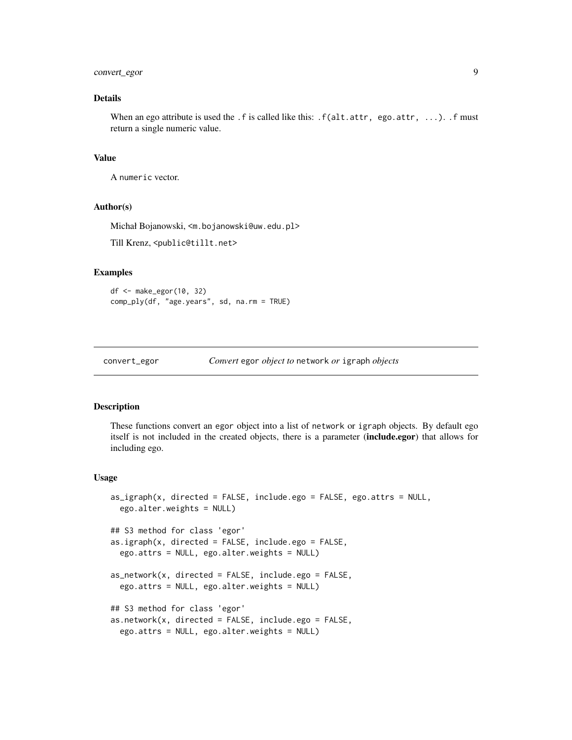### Details

When an ego attribute is used the `.f` is called like this: `.f(alt.attr, ego.attr, ...)`. `.f` must return a single numeric value.

### Value

A `numeric` vector.

### Author(s)

Michał Bojanowski, <m.bojanowski@uw.edu.pl>

Till Krenz, <public@tillt.net>

### Examples

```
df <- make_egor(10, 32)
comp_ply(df, "age.years", sd, na.rm = TRUE)
```

---

## convert_egor — *Convert* `egor` *object to* `network` *or* `igraph` *objects*

### Description

These functions convert an egor object into a list of `network` or `igraph` objects. By default ego itself is not included in the created objects, there is a parameter (**include.egor**) that allows for including ego.

### Usage

```
as_igraph(x, directed = FALSE, include.ego = FALSE, ego.attrs = NULL,
  ego.alter.weights = NULL)

## S3 method for class 'egor'
as.igraph(x, directed = FALSE, include.ego = FALSE,
  ego.attrs = NULL, ego.alter.weights = NULL)

as_network(x, directed = FALSE, include.ego = FALSE,
  ego.attrs = NULL, ego.alter.weights = NULL)

## S3 method for class 'egor'
as.network(x, directed = FALSE, include.ego = FALSE,
  ego.attrs = NULL, ego.alter.weights = NULL)
```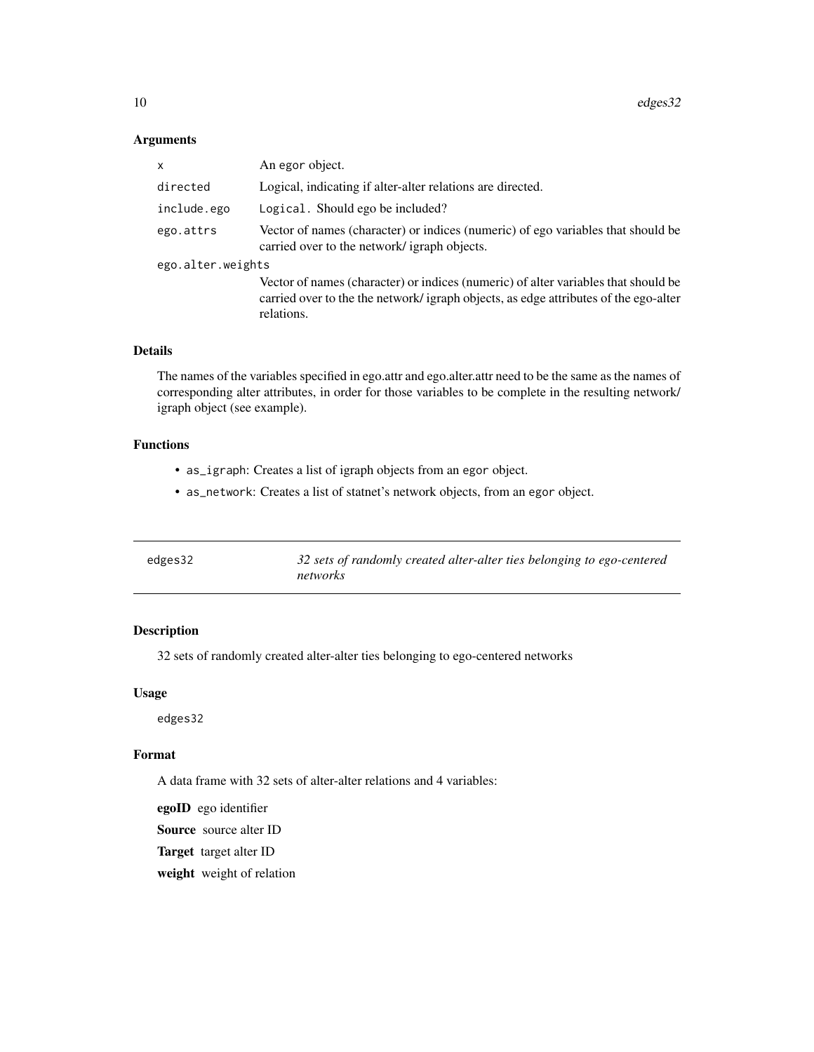### Arguments

| | |
|---|---|
| `x` | An `egor` object. |
| `directed` | Logical, indicating if alter-alter relations are directed. |
| `include.ego` | `Logical`. Should ego be included? |
| `ego.attrs` | Vector of names (character) or indices (numeric) of ego variables that should be carried over to the network/ igraph objects. |
| `ego.alter.weights` | Vector of names (character) or indices (numeric) of alter variables that should be carried over to the the network/ igraph objects, as edge attributes of the ego-alter relations. |

### Details

The names of the variables specified in ego.attr and ego.alter.attr need to be the same as the names of corresponding alter attributes, in order for those variables to be complete in the resulting network/ igraph object (see example).

### Functions

- `as_igraph`: Creates a list of igraph objects from an `egor` object.
- `as_network`: Creates a list of statnet's network objects, from an `egor` object.

---

## `edges32` *32 sets of randomly created alter-alter ties belonging to ego-centered networks*

---

### Description

32 sets of randomly created alter-alter ties belonging to ego-centered networks

### Usage

```
edges32
```

### Format

A data frame with 32 sets of alter-alter relations and 4 variables:

**egoID** ego identifier

**Source** source alter ID

**Target** target alter ID

**weight** weight of relation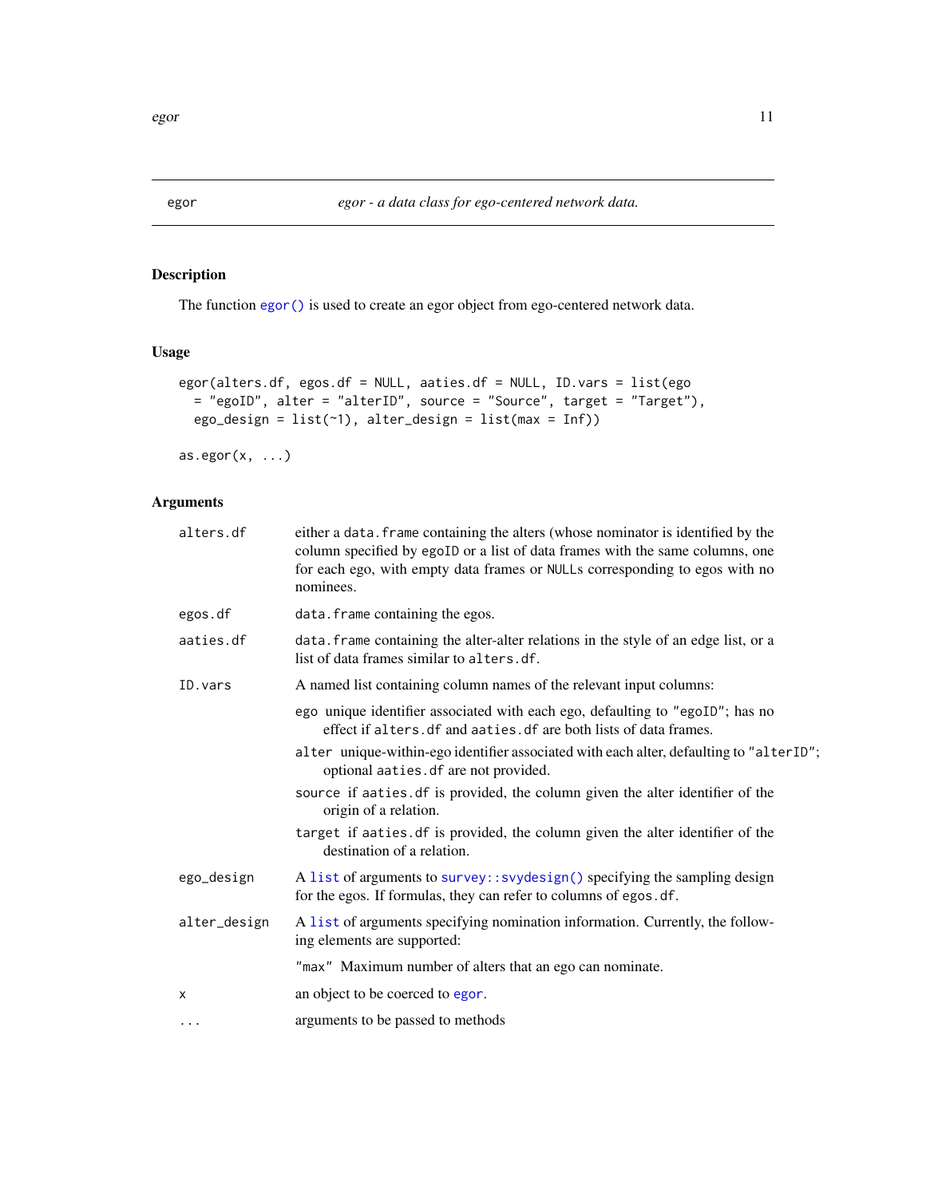# egor — *egor - a data class for ego-centered network data.*

## Description

The function `egor()` is used to create an egor object from ego-centered network data.

## Usage

```
egor(alters.df, egos.df = NULL, aaties.df = NULL, ID.vars = list(ego
  = "egoID", alter = "alterID", source = "Source", target = "Target"),
  ego_design = list(~1), alter_design = list(max = Inf))

as.egor(x, ...)
```

## Arguments

| | |
|---|---|
| `alters.df` | either a `data.frame` containing the alters (whose nominator is identified by the column specified by `egoID` or a list of data frames with the same columns, one for each ego, with empty data frames or `NULL`s corresponding to egos with no nominees. |
| `egos.df` | `data.frame` containing the egos. |
| `aaties.df` | `data.frame` containing the alter-alter relations in the style of an edge list, or a list of data frames similar to `alters.df`. |
| `ID.vars` | A named list containing column names of the relevant input columns:<br>`ego` unique identifier associated with each ego, defaulting to `"egoID"`; has no effect if `alters.df` and `aaties.df` are both lists of data frames.<br>`alter` unique-within-ego identifier associated with each alter, defaulting to `"alterID"`; optional `aaties.df` are not provided.<br>`source` if `aaties.df` is provided, the column given the alter identifier of the origin of a relation.<br>`target` if `aaties.df` is provided, the column given the alter identifier of the destination of a relation. |
| `ego_design` | A `list` of arguments to `survey::svydesign()` specifying the sampling design for the egos. If formulas, they can refer to columns of `egos.df`. |
| `alter_design` | A `list` of arguments specifying nomination information. Currently, the following elements are supported:<br>`"max"` Maximum number of alters that an ego can nominate. |
| `x` | an object to be coerced to `egor`. |
| `...` | arguments to be passed to methods |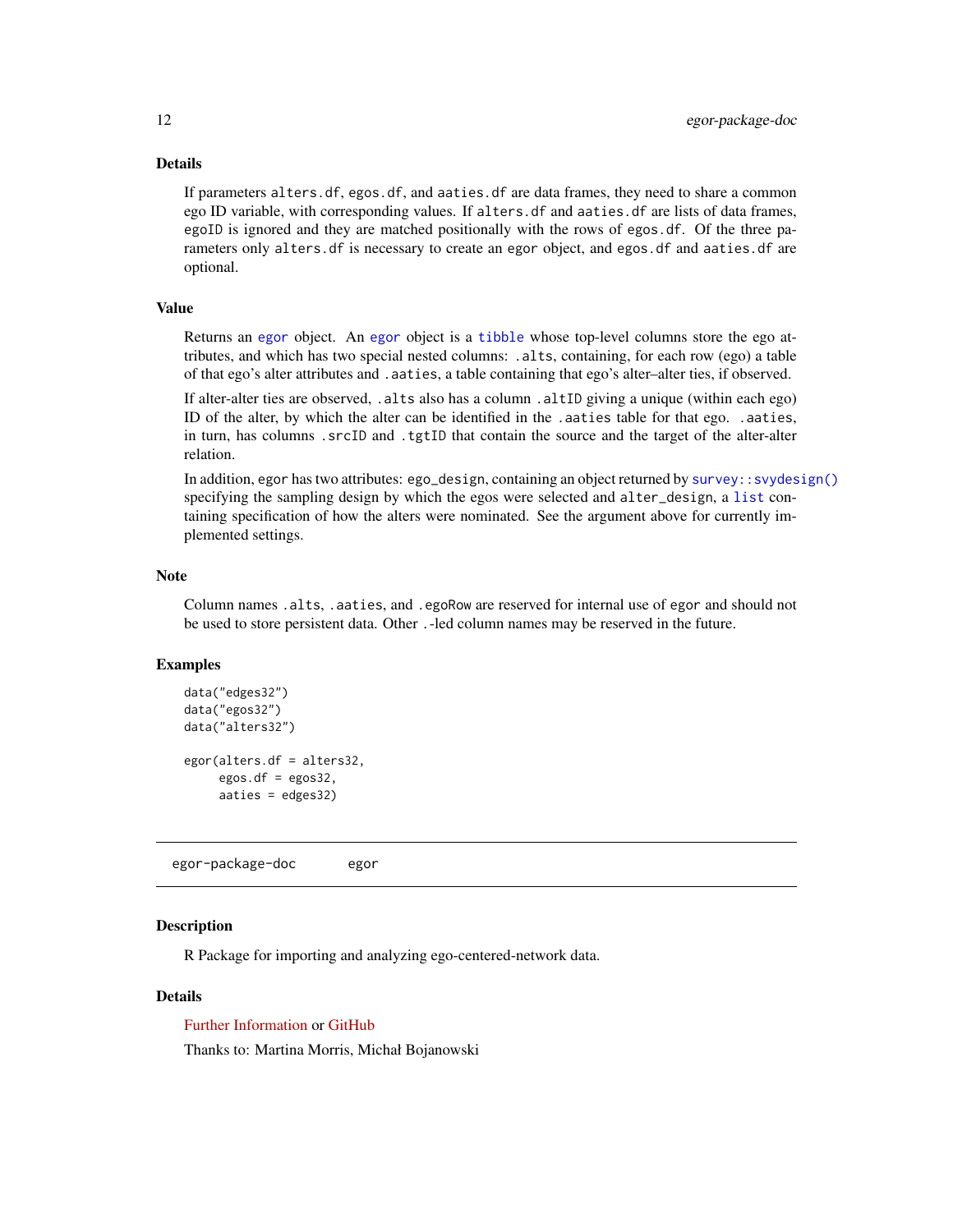### Details

If parameters `alters.df`, `egos.df`, and `aaties.df` are data frames, they need to share a common ego ID variable, with corresponding values. If `alters.df` and `aaties.df` are lists of data frames, `egoID` is ignored and they are matched positionally with the rows of `egos.df`. Of the three parameters only `alters.df` is necessary to create an egor object, and `egos.df` and `aaties.df` are optional.

### Value

Returns an `egor` object. An `egor` object is a `tibble` whose top-level columns store the ego attributes, and which has two special nested columns: `.alts`, containing, for each row (ego) a table of that ego's alter attributes and `.aaties`, a table containing that ego's alter–alter ties, if observed.

If alter-alter ties are observed, `.alts` also has a column `.altID` giving a unique (within each ego) ID of the alter, by which the alter can be identified in the `.aaties` table for that ego. `.aaties`, in turn, has columns `.srcID` and `.tgtID` that contain the source and the target of the alter-alter relation.

In addition, `egor` has two attributes: `ego_design`, containing an object returned by `survey::svydesign()` specifying the sampling design by which the egos were selected and `alter_design`, a `list` containing specification of how the alters were nominated. See the argument above for currently implemented settings.

### Note

Column names `.alts`, `.aaties`, and `.egoRow` are reserved for internal use of `egor` and should not be used to store persistent data. Other `.`-led column names may be reserved in the future.

### Examples

```
data("edges32")
data("egos32")
data("alters32")

egor(alters.df = alters32,
     egos.df = egos32,
     aaties = edges32)
```

---

## egor-package-doc &nbsp;&nbsp;&nbsp;&nbsp; egor

### Description

R Package for importing and analyzing ego-centered-network data.

### Details

Further Information or GitHub

Thanks to: Martina Morris, Michał Bojanowski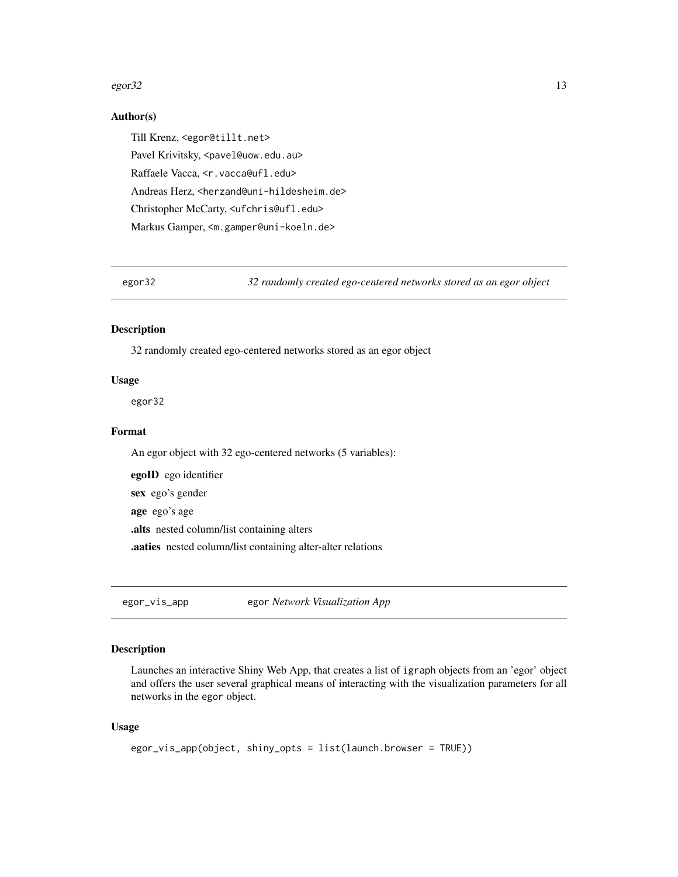### Author(s)

Till Krenz, <egor@tillt.net>

Pavel Krivitsky, <pavel@uow.edu.au>

Raffaele Vacca, <r.vacca@ufl.edu>

Andreas Herz, <herzand@uni-hildesheim.de>

Christopher McCarty, <ufchris@ufl.edu>

Markus Gamper, <m.gamper@uni-koeln.de>

---

## egor32 — *32 randomly created ego-centered networks stored as an egor object*

### Description

32 randomly created ego-centered networks stored as an egor object

### Usage

```
egor32
```

### Format

An egor object with 32 ego-centered networks (5 variables):

**egoID** ego identifier

**sex** ego's gender

**age** ego's age

**.alts** nested column/list containing alters

**.aaties** nested column/list containing alter-alter relations

---

## egor_vis_app — egor *Network Visualization App*

### Description

Launches an interactive Shiny Web App, that creates a list of igraph objects from an 'egor' object and offers the user several graphical means of interacting with the visualization parameters for all networks in the egor object.

### Usage

```
egor_vis_app(object, shiny_opts = list(launch.browser = TRUE))
```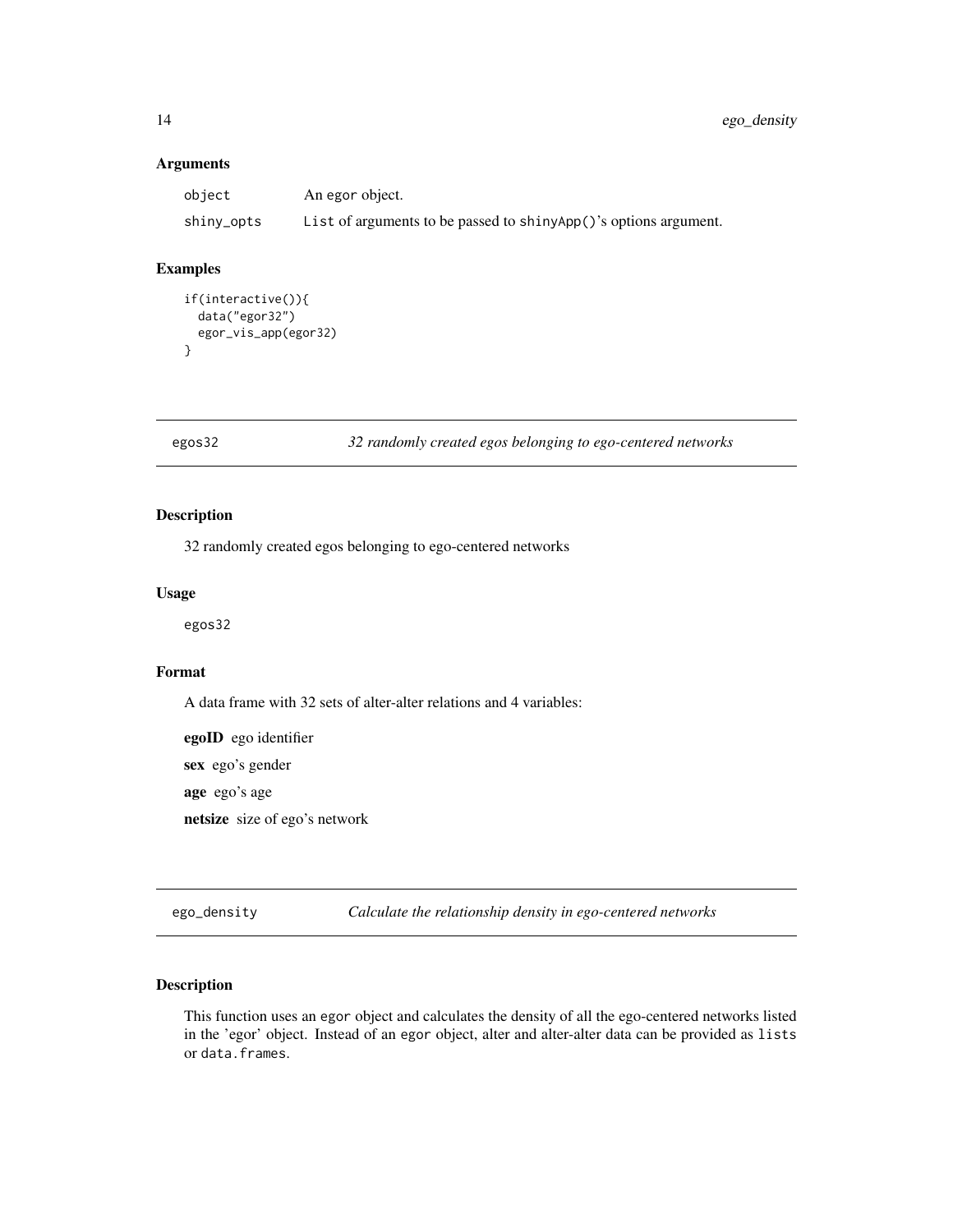### Arguments

| | |
|---|---|
| `object` | An `egor` object. |
| `shiny_opts` | `List` of arguments to be passed to `shinyApp()`'s options argument. |

### Examples

```
if(interactive()){
  data("egor32")
  egor_vis_app(egor32)
}
```

---

## egos32 — *32 randomly created egos belonging to ego-centered networks*

### Description

32 randomly created egos belonging to ego-centered networks

### Usage

```
egos32
```

### Format

A data frame with 32 sets of alter-alter relations and 4 variables:

**egoID** ego identifier

**sex** ego's gender

**age** ego's age

**netsize** size of ego's network

---

## ego_density — *Calculate the relationship density in ego-centered networks*

### Description

This function uses an `egor` object and calculates the density of all the ego-centered networks listed in the 'egor' object. Instead of an `egor` object, alter and alter-alter data can be provided as `lists` or `data.frames`.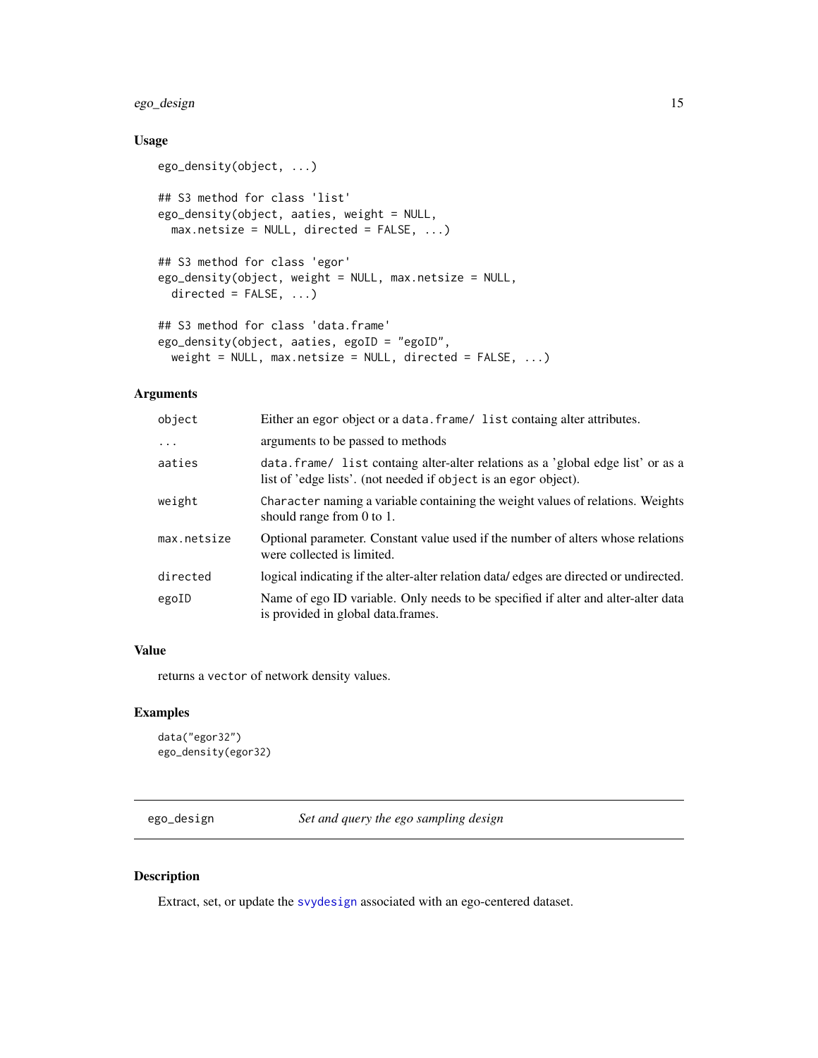### Usage

```
ego_density(object, ...)

## S3 method for class 'list'
ego_density(object, aaties, weight = NULL,
  max.netsize = NULL, directed = FALSE, ...)

## S3 method for class 'egor'
ego_density(object, weight = NULL, max.netsize = NULL,
  directed = FALSE, ...)

## S3 method for class 'data.frame'
ego_density(object, aaties, egoID = "egoID",
  weight = NULL, max.netsize = NULL, directed = FALSE, ...)
```

### Arguments

| | |
|---|---|
| `object` | Either an `egor` object or a `data.frame/ list` containg alter attributes. |
| `...` | arguments to be passed to methods |
| `aaties` | `data.frame/ list` containg alter-alter relations as a 'global edge list' or as a list of 'edge lists'. (not needed if `object` is an `egor` object). |
| `weight` | `Character` naming a variable containing the weight values of relations. Weights should range from 0 to 1. |
| `max.netsize` | Optional parameter. Constant value used if the number of alters whose relations were collected is limited. |
| `directed` | logical indicating if the alter-alter relation data/ edges are directed or undirected. |
| `egoID` | Name of ego ID variable. Only needs to be specified if alter and alter-alter data is provided in global data.frames. |

### Value

returns a `vector` of network density values.

### Examples

```
data("egor32")
ego_density(egor32)
```

---

## ego_design — *Set and query the ego sampling design*

### Description

Extract, set, or update the `svydesign` associated with an ego-centered dataset.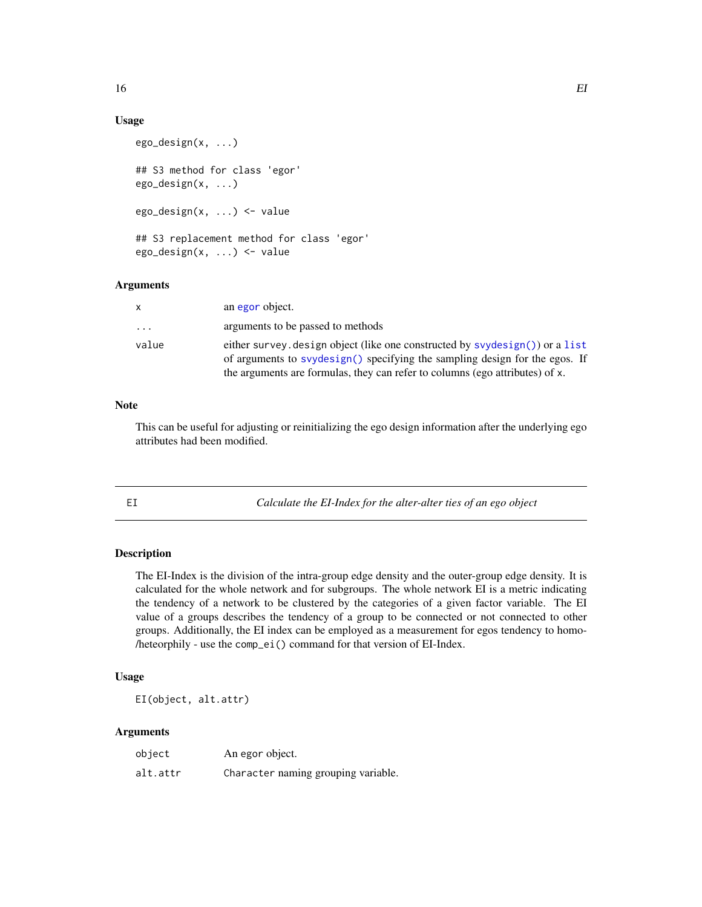### Usage

```
ego_design(x, ...)

## S3 method for class 'egor'
ego_design(x, ...)

ego_design(x, ...) <- value

## S3 replacement method for class 'egor'
ego_design(x, ...) <- value
```

### Arguments

| | |
|---|---|
| x | an egor object. |
| ... | arguments to be passed to methods |
| value | either survey.design object (like one constructed by svydesign()) or a list of arguments to svydesign() specifying the sampling design for the egos. If the arguments are formulas, they can refer to columns (ego attributes) of x. |

### Note

This can be useful for adjusting or reinitializing the ego design information after the underlying ego attributes had been modified.

---

## EI — *Calculate the EI-Index for the alter-alter ties of an ego object*

### Description

The EI-Index is the division of the intra-group edge density and the outer-group edge density. It is calculated for the whole network and for subgroups. The whole network EI is a metric indicating the tendency of a network to be clustered by the categories of a given factor variable. The EI value of a groups describes the tendency of a group to be connected or not connected to other groups. Additionally, the EI index can be employed as a measurement for egos tendency to homo-/heteorphily - use the comp_ei() command for that version of EI-Index.

### Usage

```
EI(object, alt.attr)
```

### Arguments

| | |
|---|---|
| object | An egor object. |
| alt.attr | Character naming grouping variable. |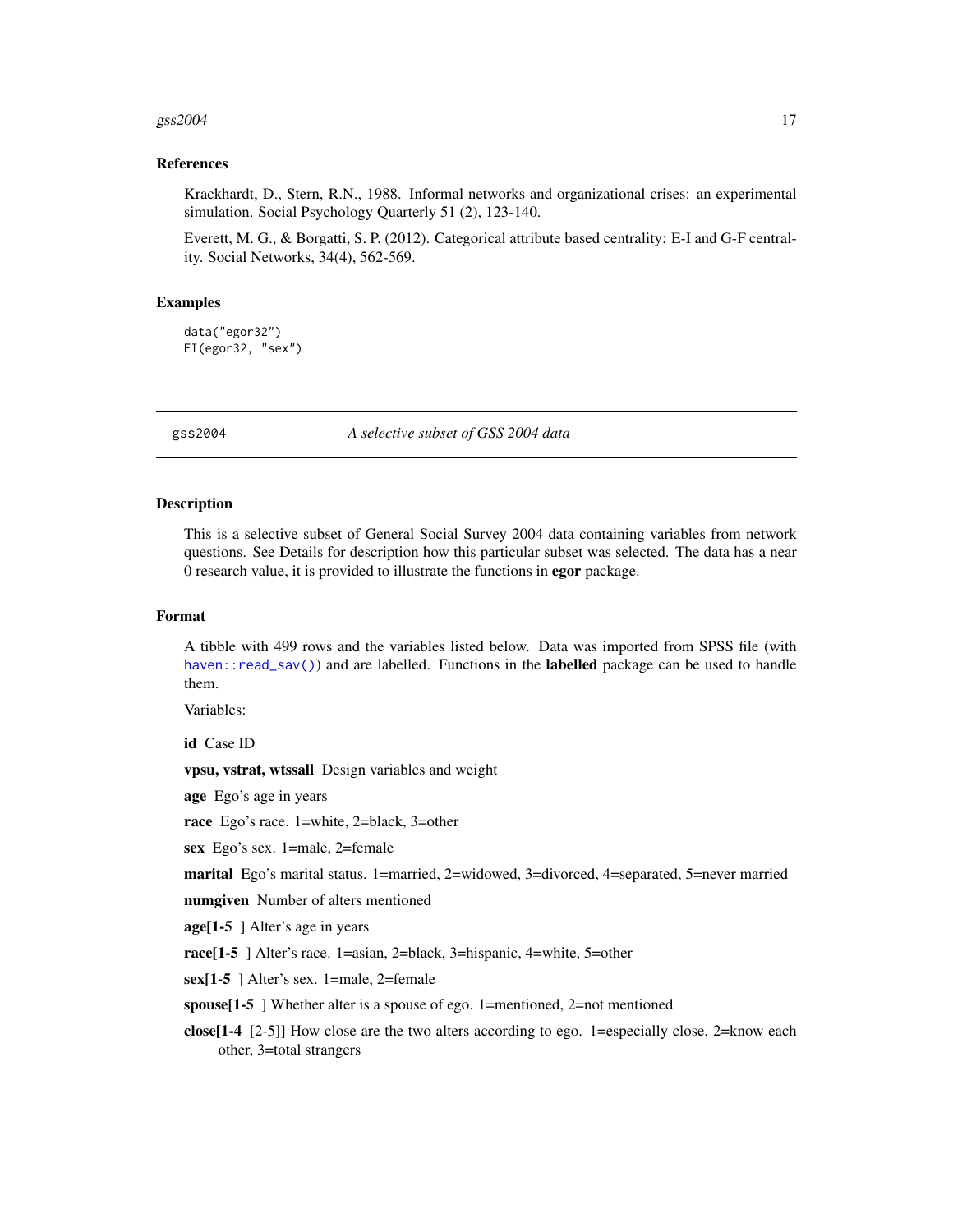### References

Krackhardt, D., Stern, R.N., 1988. Informal networks and organizational crises: an experimental simulation. Social Psychology Quarterly 51 (2), 123-140.

Everett, M. G., & Borgatti, S. P. (2012). Categorical attribute based centrality: E-I and G-F centrality. Social Networks, 34(4), 562-569.

### Examples

```
data("egor32")
EI(egor32, "sex")
```

---

## gss2004 — *A selective subset of GSS 2004 data*

---

### Description

This is a selective subset of General Social Survey 2004 data containing variables from network questions. See Details for description how this particular subset was selected. The data has a near 0 research value, it is provided to illustrate the functions in **egor** package.

### Format

A tibble with 499 rows and the variables listed below. Data was imported from SPSS file (with `haven::read_sav()`) and are labelled. Functions in the **labelled** package can be used to handle them.

Variables:

**id** Case ID

**vpsu, vstrat, wtssall** Design variables and weight

**age** Ego's age in years

**race** Ego's race. 1=white, 2=black, 3=other

**sex** Ego's sex. 1=male, 2=female

**marital** Ego's marital status. 1=married, 2=widowed, 3=divorced, 4=separated, 5=never married

**numgiven** Number of alters mentioned

**age[1-5 ]** Alter's age in years

**race[1-5 ]** Alter's race. 1=asian, 2=black, 3=hispanic, 4=white, 5=other

**sex[1-5 ]** Alter's sex. 1=male, 2=female

**spouse[1-5 ]** Whether alter is a spouse of ego. 1=mentioned, 2=not mentioned

**close[1-4 [2-5]]** How close are the two alters according to ego. 1=especially close, 2=know each other, 3=total strangers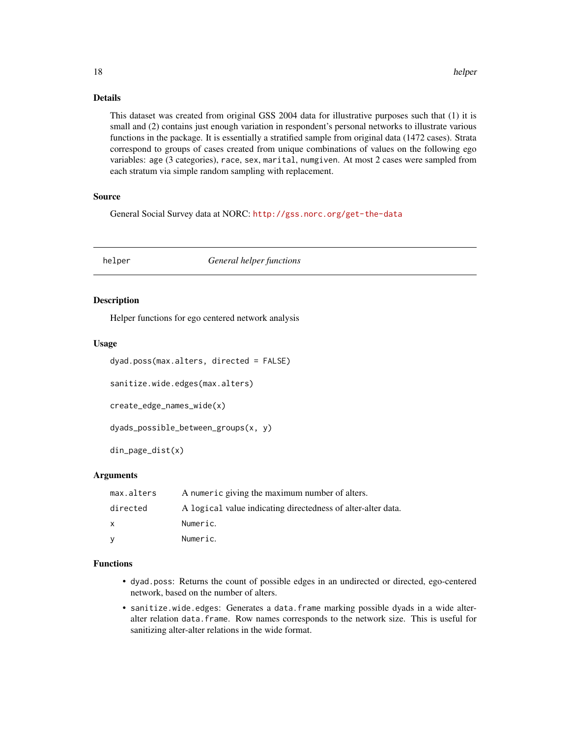## Details

This dataset was created from original GSS 2004 data for illustrative purposes such that (1) it is small and (2) contains just enough variation in respondent's personal networks to illustrate various functions in the package. It is essentially a stratified sample from original data (1472 cases). Strata correspond to groups of cases created from unique combinations of values on the following ego variables: `age` (3 categories), `race`, `sex`, `marital`, `numgiven`. At most 2 cases were sampled from each stratum via simple random sampling with replacement.

## Source

General Social Survey data at NORC: http://gss.norc.org/get-the-data

---

# helper — *General helper functions*

---

## Description

Helper functions for ego centered network analysis

## Usage

```
dyad.poss(max.alters, directed = FALSE)

sanitize.wide.edges(max.alters)

create_edge_names_wide(x)

dyads_possible_between_groups(x, y)

din_page_dist(x)
```

## Arguments

| | |
|---|---|
| `max.alters` | A `numeric` giving the maximum number of alters. |
| `directed` | A `logical` value indicating directedness of alter-alter data. |
| `x` | `Numeric`. |
| `y` | `Numeric`. |

## Functions

- `dyad.poss`: Returns the count of possible edges in an undirected or directed, ego-centered network, based on the number of alters.
- `sanitize.wide.edges`: Generates a `data.frame` marking possible dyads in a wide alter-alter relation `data.frame`. Row names corresponds to the network size. This is useful for sanitizing alter-alter relations in the wide format.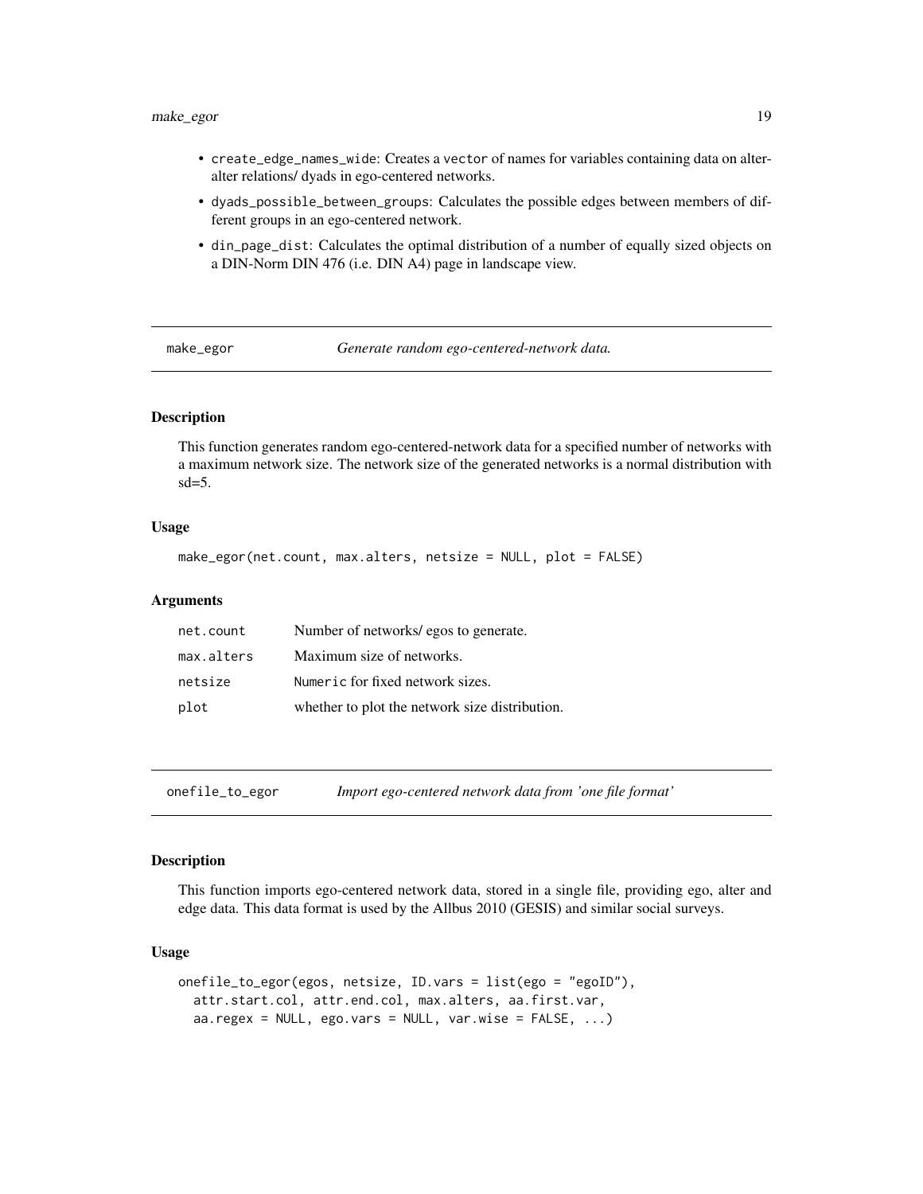- `create_edge_names_wide`: Creates a `vector` of names for variables containing data on alter-alter relations/ dyads in ego-centered networks.
- `dyads_possible_between_groups`: Calculates the possible edges between members of different groups in an ego-centered network.
- `din_page_dist`: Calculates the optimal distribution of a number of equally sized objects on a DIN-Norm DIN 476 (i.e. DIN A4) page in landscape view.

## `make_egor` — *Generate random ego-centered-network data.*

### Description

This function generates random ego-centered-network data for a specified number of networks with a maximum network size. The network size of the generated networks is a normal distribution with sd=5.

### Usage

```
make_egor(net.count, max.alters, netsize = NULL, plot = FALSE)
```

### Arguments

| | |
|---|---|
| `net.count` | Number of networks/ egos to generate. |
| `max.alters` | Maximum size of networks. |
| `netsize` | `Numeric` for fixed network sizes. |
| `plot` | whether to plot the network size distribution. |

## `onefile_to_egor` — *Import ego-centered network data from 'one file format'*

### Description

This function imports ego-centered network data, stored in a single file, providing ego, alter and edge data. This data format is used by the Allbus 2010 (GESIS) and similar social surveys.

### Usage

```
onefile_to_egor(egos, netsize, ID.vars = list(ego = "egoID"),
  attr.start.col, attr.end.col, max.alters, aa.first.var,
  aa.regex = NULL, ego.vars = NULL, var.wise = FALSE, ...)
```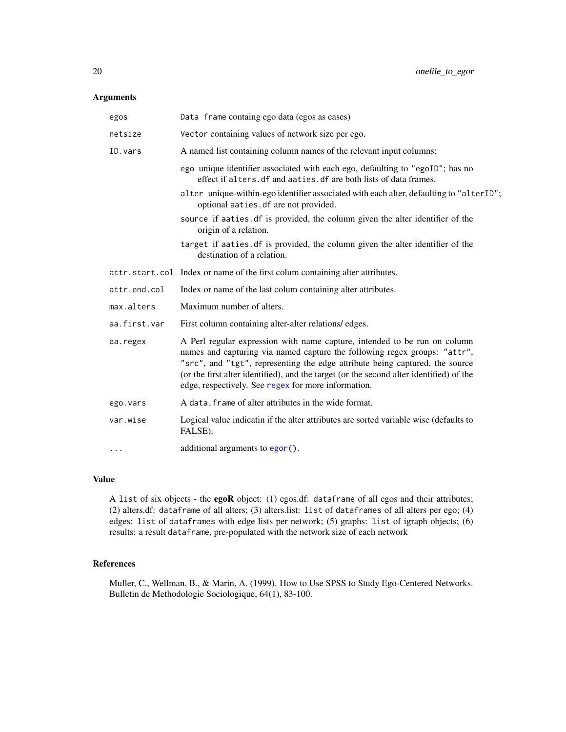## Arguments

| | |
|---|---|
| `egos` | `Data frame` containg ego data (egos as cases) |
| `netsize` | `Vector` containing values of network size per ego. |
| `ID.vars` | A named list containing column names of the relevant input columns:<br>`ego` unique identifier associated with each ego, defaulting to `"egoID"`; has no effect if `alters.df` and `aaties.df` are both lists of data frames.<br>`alter` unique-within-ego identifier associated with each alter, defaulting to `"alterID"`; optional `aaties.df` are not provided.<br>`source` if `aaties.df` is provided, the column given the alter identifier of the origin of a relation.<br>`target` if `aaties.df` is provided, the column given the alter identifier of the destination of a relation. |
| `attr.start.col` | Index or name of the first colum containing alter attributes. |
| `attr.end.col` | Index or name of the last colum containing alter attributes. |
| `max.alters` | Maximum number of alters. |
| `aa.first.var` | First column containing alter-alter relations/ edges. |
| `aa.regex` | A Perl regular expression with name capture, intended to be run on column names and capturing via named capture the following regex groups: `"attr"`, `"src"`, and `"tgt"`, representing the edge attribute being captured, the source (or the first alter identified), and the target (or the second alter identified) of the edge, respectively. See `regex` for more information. |
| `ego.vars` | A `data.frame` of alter attributes in the wide format. |
| `var.wise` | Logical value indicatin if the alter attributes are sorted variable wise (defaults to FALSE). |
| `...` | additional arguments to `egor()`. |

## Value

A `list` of six objects - the **egoR** object: (1) egos.df: `dataframe` of all egos and their attributes; (2) alters.df: `dataframe` of all alters; (3) alters.list: `list` of `dataframes` of all alters per ego; (4) edges: `list` of `dataframes` with edge lists per network; (5) graphs: `list` of igraph objects; (6) results: a result `dataframe`, pre-populated with the network size of each network

## References

Muller, C., Wellman, B., & Marin, A. (1999). How to Use SPSS to Study Ego-Centered Networks. Bulletin de Methodologie Sociologique, 64(1), 83-100.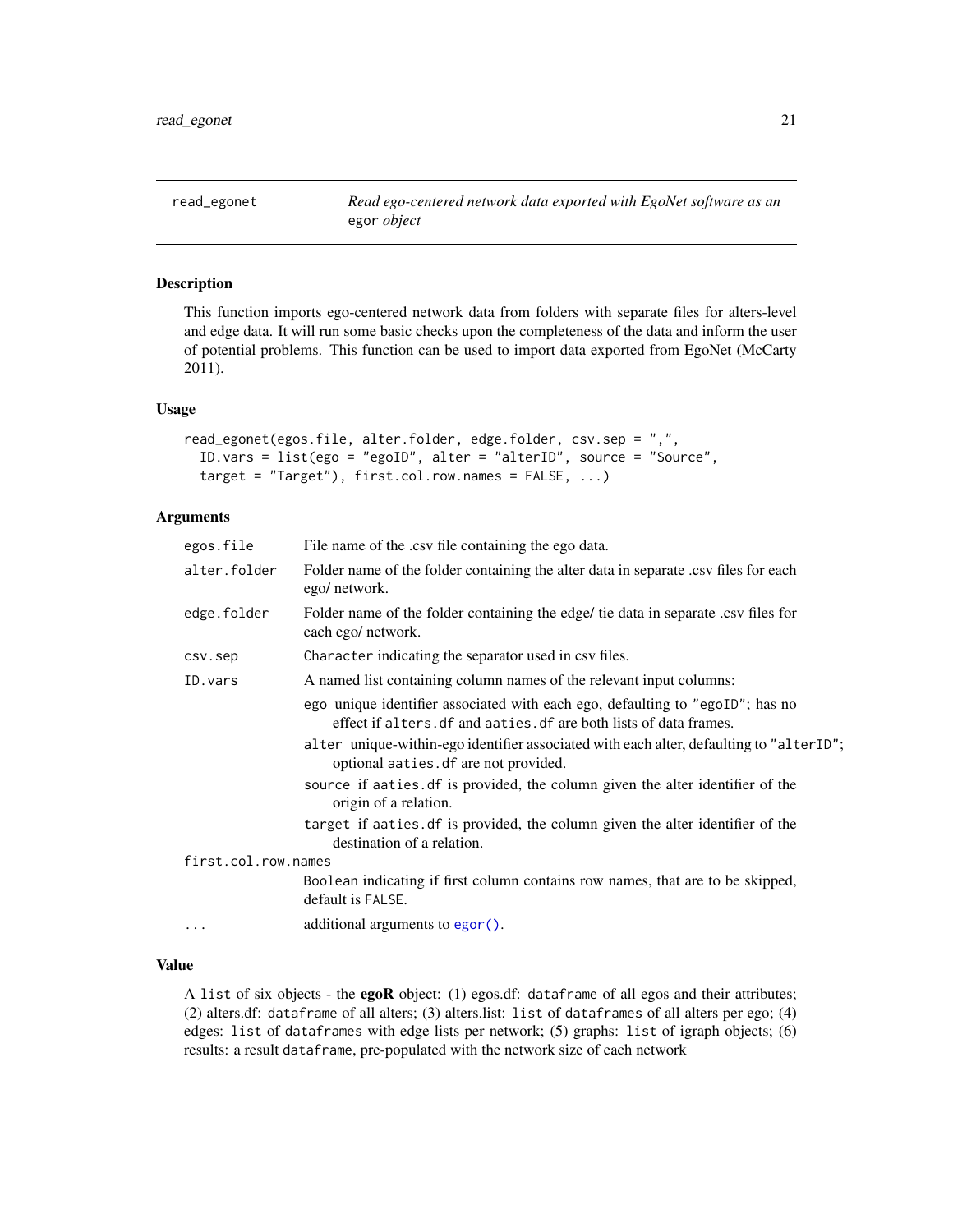# read_egonet

*Read ego-centered network data exported with EgoNet software as an* `egor` *object*

## Description

This function imports ego-centered network data from folders with separate files for alters-level and edge data. It will run some basic checks upon the completeness of the data and inform the user of potential problems. This function can be used to import data exported from EgoNet (McCarty 2011).

## Usage

```
read_egonet(egos.file, alter.folder, edge.folder, csv.sep = ",",
  ID.vars = list(ego = "egoID", alter = "alterID", source = "Source",
  target = "Target"), first.col.row.names = FALSE, ...)
```

## Arguments

| Argument | Description |
|---|---|
| `egos.file` | File name of the .csv file containing the ego data. |
| `alter.folder` | Folder name of the folder containing the alter data in separate .csv files for each ego/ network. |
| `edge.folder` | Folder name of the folder containing the edge/ tie data in separate .csv files for each ego/ network. |
| `csv.sep` | `Character` indicating the separator used in csv files. |
| `ID.vars` | A named list containing column names of the relevant input columns:<br>`ego` unique identifier associated with each ego, defaulting to `"egoID"`; has no effect if `alters.df` and `aaties.df` are both lists of data frames.<br>`alter` unique-within-ego identifier associated with each alter, defaulting to `"alterID"`; optional `aaties.df` are not provided.<br>`source` if `aaties.df` is provided, the column given the alter identifier of the origin of a relation.<br>`target` if `aaties.df` is provided, the column given the alter identifier of the destination of a relation. |
| `first.col.row.names` | `Boolean` indicating if first column contains row names, that are to be skipped, default is `FALSE`. |
| `...` | additional arguments to `egor()`. |

## Value

A `list` of six objects - the **egoR** object: (1) egos.df: `dataframe` of all egos and their attributes; (2) alters.df: `dataframe` of all alters; (3) alters.list: `list` of `dataframes` of all alters per ego; (4) edges: `list` of `dataframes` with edge lists per network; (5) graphs: `list` of igraph objects; (6) results: a result `dataframe`, pre-populated with the network size of each network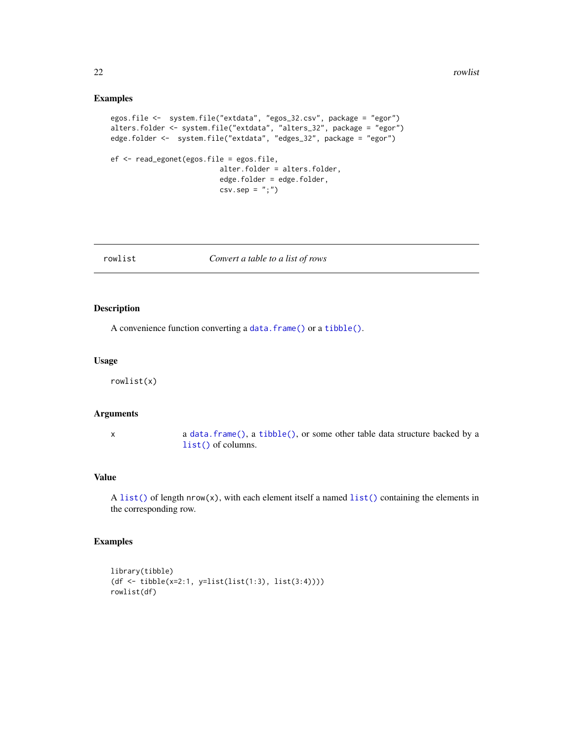## Examples

```
egos.file <-  system.file("extdata", "egos_32.csv", package = "egor")
alters.folder <- system.file("extdata", "alters_32", package = "egor")
edge.folder <-  system.file("extdata", "edges_32", package = "egor")

ef <- read_egonet(egos.file = egos.file,
                          alter.folder = alters.folder,
                          edge.folder = edge.folder,
                          csv.sep = ";")
```

---

rowlist    *Convert a table to a list of rows*

---

## Description

A convenience function converting a `data.frame()` or a `tibble()`.

## Usage

```
rowlist(x)
```

## Arguments

| | |
|---|---|
| x | a `data.frame()`, a `tibble()`, or some other table data structure backed by a `list()` of columns. |

## Value

A `list()` of length `nrow(x)`, with each element itself a named `list()` containing the elements in the corresponding row.

## Examples

```
library(tibble)
(df <- tibble(x=2:1, y=list(list(1:3), list(3:4))))
rowlist(df)
```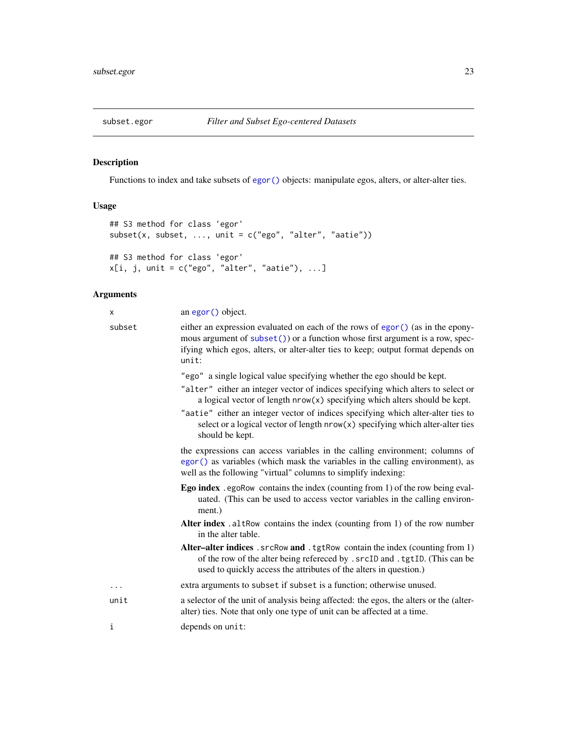## subset.egor — *Filter and Subset Ego-centered Datasets*

### Description

Functions to index and take subsets of `egor()` objects: manipulate egos, alters, or alter-alter ties.

### Usage

```
## S3 method for class 'egor'
subset(x, subset, ..., unit = c("ego", "alter", "aatie"))

## S3 method for class 'egor'
x[i, j, unit = c("ego", "alter", "aatie"), ...]
```

### Arguments

`x` — an `egor()` object.

`subset` — either an expression evaluated on each of the rows of `egor()` (as in the eponymous argument of `subset()`) or a function whose first argument is a row, specifying which egos, alters, or alter-alter ties to keep; output format depends on `unit`:

- `"ego"` a single logical value specifying whether the ego should be kept.
- `"alter"` either an integer vector of indices specifying which alters to select or a logical vector of length `nrow(x)` specifying which alters should be kept.
- `"aatie"` either an integer vector of indices specifying which alter-alter ties to select or a logical vector of length `nrow(x)` specifying which alter-alter ties should be kept.

the expressions can access variables in the calling environment; columns of `egor()` as variables (which mask the variables in the calling environment), as well as the following "virtual" columns to simplify indexing:

- **Ego index** `.egoRow` contains the index (counting from 1) of the row being evaluated. (This can be used to access vector variables in the calling environment.)
- **Alter index** `.altRow` contains the index (counting from 1) of the row number in the alter table.
- **Alter–alter indices** `.srcRow` **and** `.tgtRow` contain the index (counting from 1) of the row of the alter being refereced by `.srcID` and `.tgtID`. (This can be used to quickly access the attributes of the alters in question.)

`...` — extra arguments to `subset` if `subset` is a function; otherwise unused.

`unit` — a selector of the unit of analysis being affected: the egos, the alters or the (alter-alter) ties. Note that only one type of unit can be affected at a time.

`i` — depends on `unit`: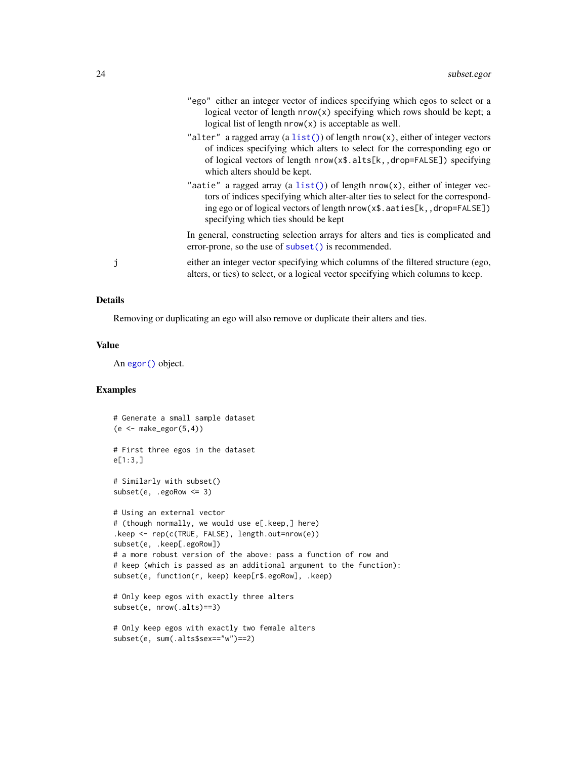"ego" either an integer vector of indices specifying which egos to select or a logical vector of length `nrow(x)` specifying which rows should be kept; a logical list of length `nrow(x)` is acceptable as well.

"alter" a ragged array (a `list()`) of length `nrow(x)`, either of integer vectors of indices specifying which alters to select for the corresponding ego or of logical vectors of length `nrow(x$.alts[k,,drop=FALSE])` specifying which alters should be kept.

"aatie" a ragged array (a `list()`) of length `nrow(x)`, either of integer vectors of indices specifying which alter-alter ties to select for the corresponding ego or of logical vectors of length `nrow(x$.aaties[k,,drop=FALSE])` specifying which ties should be kept

In general, constructing selection arrays for alters and ties is complicated and error-prone, so the use of `subset()` is recommended.

j either an integer vector specifying which columns of the filtered structure (ego, alters, or ties) to select, or a logical vector specifying which columns to keep.

## Details

Removing or duplicating an ego will also remove or duplicate their alters and ties.

## Value

An `egor()` object.

## Examples

```
# Generate a small sample dataset
(e <- make_egor(5,4))

# First three egos in the dataset
e[1:3,]

# Similarly with subset()
subset(e, .egoRow <= 3)

# Using an external vector
# (though normally, we would use e[.keep,] here)
.keep <- rep(c(TRUE, FALSE), length.out=nrow(e))
subset(e, .keep[.egoRow])
# a more robust version of the above: pass a function of row and
# keep (which is passed as an additional argument to the function):
subset(e, function(r, keep) keep[r$.egoRow], .keep)

# Only keep egos with exactly three alters
subset(e, nrow(.alts)==3)

# Only keep egos with exactly two female alters
subset(e, sum(.alts$sex=="w")==2)
```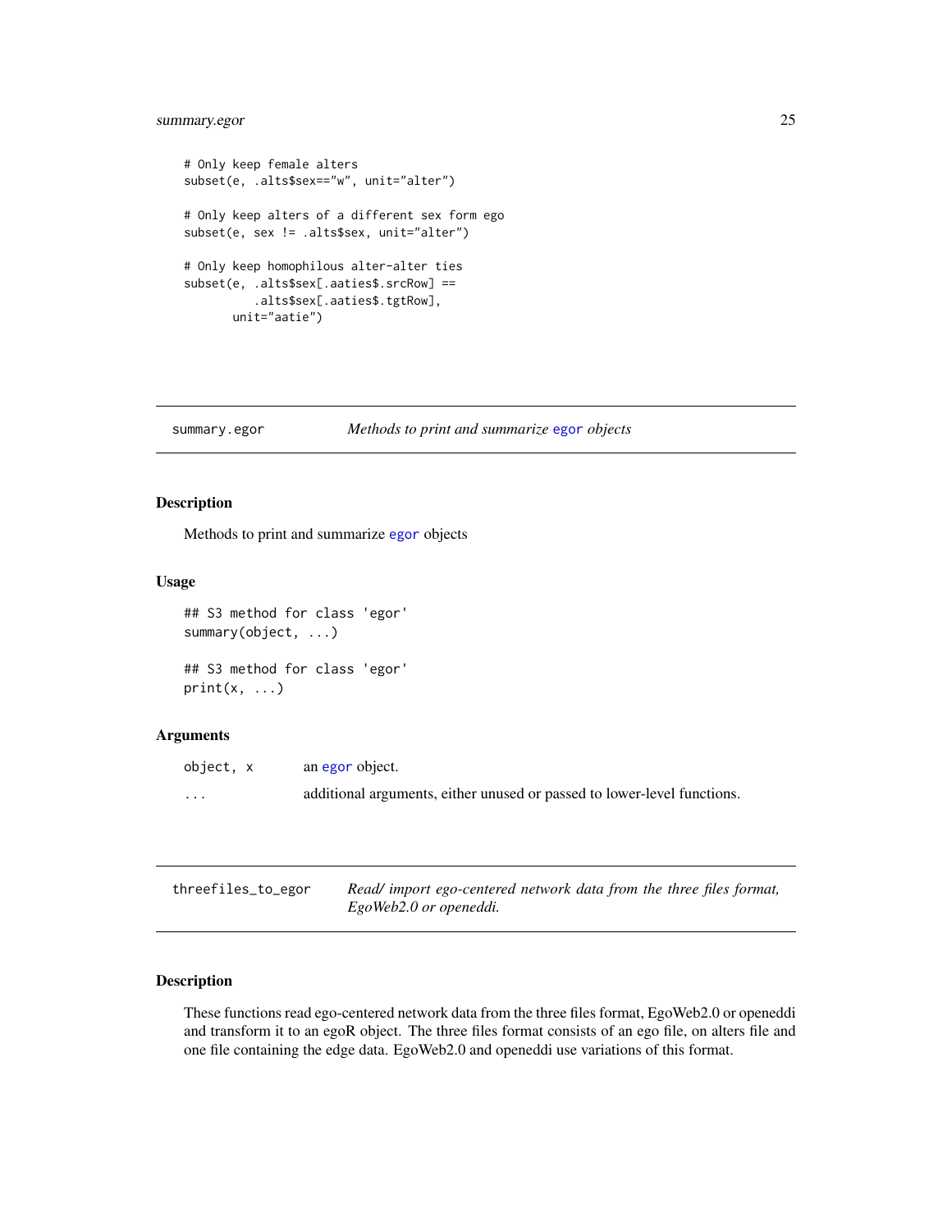```
# Only keep female alters
subset(e, .alts$sex=="w", unit="alter")

# Only keep alters of a different sex form ego
subset(e, sex != .alts$sex, unit="alter")

# Only keep homophilous alter-alter ties
subset(e, .alts$sex[.aaties$.srcRow] ==
          .alts$sex[.aaties$.tgtRow],
       unit="aatie")
```

---

## summary.egor — *Methods to print and summarize egor objects*

### Description

Methods to print and summarize egor objects

### Usage

```
## S3 method for class 'egor'
summary(object, ...)

## S3 method for class 'egor'
print(x, ...)
```

### Arguments

| | |
|---|---|
| `object, x` | an egor object. |
| `...` | additional arguments, either unused or passed to lower-level functions. |

---

## threefiles_to_egor — *Read/ import ego-centered network data from the three files format, EgoWeb2.0 or openeddi.*

### Description

These functions read ego-centered network data from the three files format, EgoWeb2.0 or openeddi and transform it to an egoR object. The three files format consists of an ego file, on alters file and one file containing the edge data. EgoWeb2.0 and openeddi use variations of this format.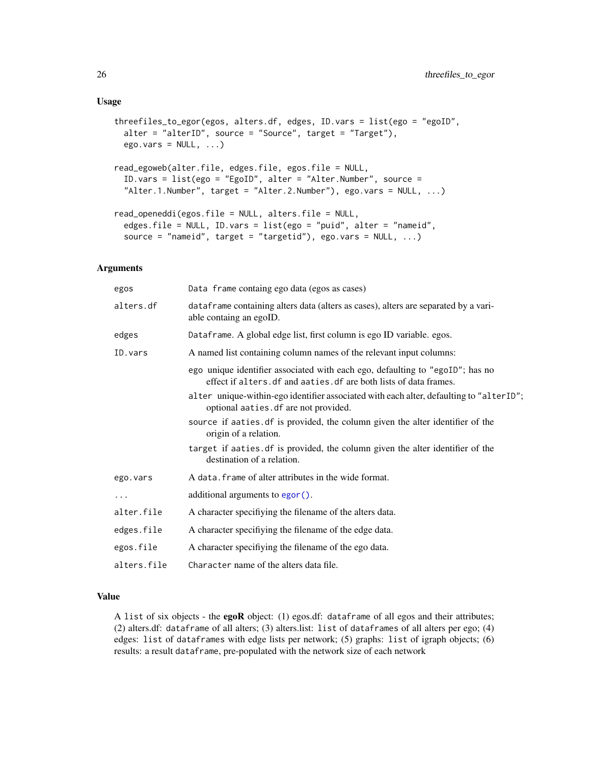### Usage

```
threefiles_to_egor(egos, alters.df, edges, ID.vars = list(ego = "egoID",
  alter = "alterID", source = "Source", target = "Target"),
  ego.vars = NULL, ...)

read_egoweb(alter.file, edges.file, egos.file = NULL,
  ID.vars = list(ego = "EgoID", alter = "Alter.Number", source =
  "Alter.1.Number", target = "Alter.2.Number"), ego.vars = NULL, ...)

read_openeddi(egos.file = NULL, alters.file = NULL,
  edges.file = NULL, ID.vars = list(ego = "puid", alter = "nameid",
  source = "nameid", target = "targetid"), ego.vars = NULL, ...)
```

### Arguments

| | |
|---|---|
| `egos` | `Data frame` containg ego data (egos as cases) |
| `alters.df` | `dataframe` containing alters data (alters as cases), alters are separated by a variable containg an egoID. |
| `edges` | `Dataframe`. A global edge list, first column is ego ID variable. egos. |
| `ID.vars` | A named list containing column names of the relevant input columns:<br>`ego` unique identifier associated with each ego, defaulting to `"egoID"`; has no effect if `alters.df` and `aaties.df` are both lists of data frames.<br>`alter` unique-within-ego identifier associated with each alter, defaulting to `"alterID"`; optional `aaties.df` are not provided.<br>`source` if `aaties.df` is provided, the column given the alter identifier of the origin of a relation.<br>`target` if `aaties.df` is provided, the column given the alter identifier of the destination of a relation. |
| `ego.vars` | A `data.frame` of alter attributes in the wide format. |
| `...` | additional arguments to `egor()`. |
| `alter.file` | A character specifiying the filename of the alters data. |
| `edges.file` | A character specifiying the filename of the edge data. |
| `egos.file` | A character specifiying the filename of the ego data. |
| `alters.file` | `Character` name of the alters data file. |

### Value

A `list` of six objects - the **egoR** object: (1) egos.df: `dataframe` of all egos and their attributes; (2) alters.df: `dataframe` of all alters; (3) alters.list: `list` of `dataframes` of all alters per ego; (4) edges: `list` of `dataframes` with edge lists per network; (5) graphs: `list` of igraph objects; (6) results: a result `dataframe`, pre-populated with the network size of each network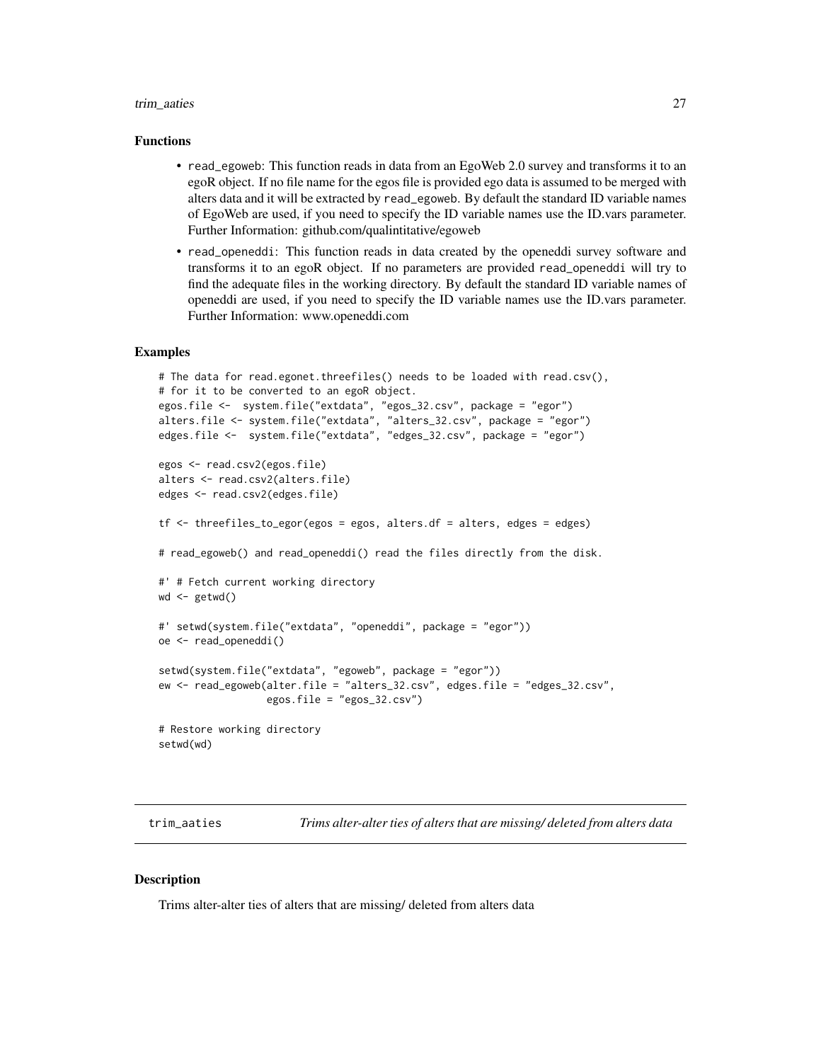### Functions

- read_egoweb: This function reads in data from an EgoWeb 2.0 survey and transforms it to an egoR object. If no file name for the egos file is provided ego data is assumed to be merged with alters data and it will be extracted by read_egoweb. By default the standard ID variable names of EgoWeb are used, if you need to specify the ID variable names use the ID.vars parameter. Further Information: github.com/qualintitative/egoweb
- read_openeddi: This function reads in data created by the openeddi survey software and transforms it to an egoR object. If no parameters are provided read_openeddi will try to find the adequate files in the working directory. By default the standard ID variable names of openeddi are used, if you need to specify the ID variable names use the ID.vars parameter. Further Information: www.openeddi.com

### Examples

```
# The data for read.egonet.threefiles() needs to be loaded with read.csv(),
# for it to be converted to an egoR object.
egos.file <-  system.file("extdata", "egos_32.csv", package = "egor")
alters.file <- system.file("extdata", "alters_32.csv", package = "egor")
edges.file <-  system.file("extdata", "edges_32.csv", package = "egor")

egos <- read.csv2(egos.file)
alters <- read.csv2(alters.file)
edges <- read.csv2(edges.file)

tf <- threefiles_to_egor(egos = egos, alters.df = alters, edges = edges)

# read_egoweb() and read_openeddi() read the files directly from the disk.

#' # Fetch current working directory
wd <- getwd()

#' setwd(system.file("extdata", "openeddi", package = "egor"))
oe <- read_openeddi()

setwd(system.file("extdata", "egoweb", package = "egor"))
ew <- read_egoweb(alter.file = "alters_32.csv", edges.file = "edges_32.csv",
                  egos.file = "egos_32.csv")

# Restore working directory
setwd(wd)
```

---

## trim_aaties *Trims alter-alter ties of alters that are missing/ deleted from alters data*

### Description

Trims alter-alter ties of alters that are missing/ deleted from alters data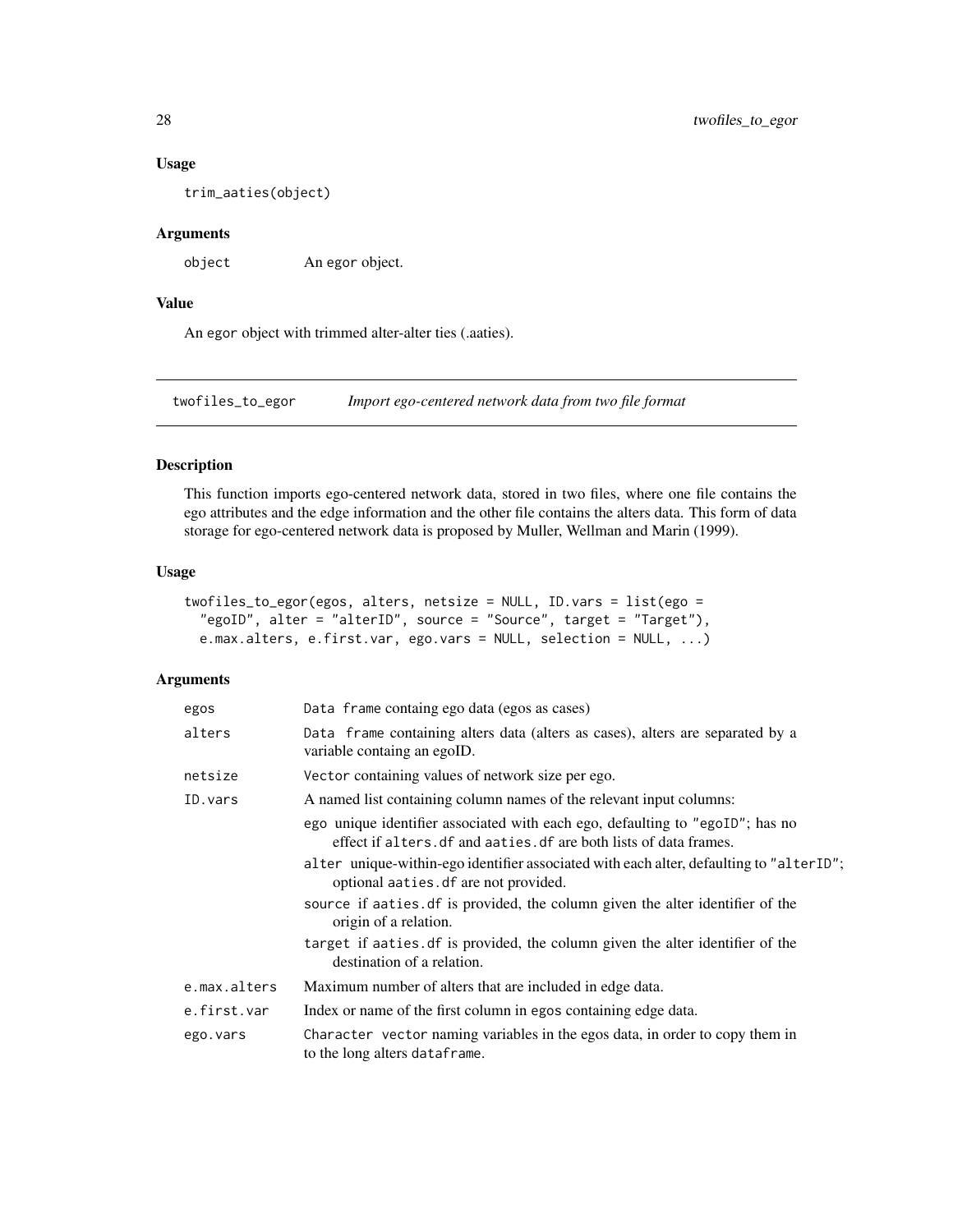### Usage

```
trim_aaties(object)
```

### Arguments

| | |
|---|---|
| object | An egor object. |

### Value

An egor object with trimmed alter-alter ties (.aaties).

## twofiles_to_egor — *Import ego-centered network data from two file format*

### Description

This function imports ego-centered network data, stored in two files, where one file contains the ego attributes and the edge information and the other file contains the alters data. This form of data storage for ego-centered network data is proposed by Muller, Wellman and Marin (1999).

### Usage

```
twofiles_to_egor(egos, alters, netsize = NULL, ID.vars = list(ego =
  "egoID", alter = "alterID", source = "Source", target = "Target"),
  e.max.alters, e.first.var, ego.vars = NULL, selection = NULL, ...)
```

### Arguments

| | |
|---|---|
| egos | Data frame containg ego data (egos as cases) |
| alters | Data frame containing alters data (alters as cases), alters are separated by a variable containg an egoID. |
| netsize | Vector containing values of network size per ego. |
| ID.vars | A named list containing column names of the relevant input columns:<br>ego unique identifier associated with each ego, defaulting to "egoID"; has no effect if alters.df and aaties.df are both lists of data frames.<br>alter unique-within-ego identifier associated with each alter, defaulting to "alterID"; optional aaties.df are not provided.<br>source if aaties.df is provided, the column given the alter identifier of the origin of a relation.<br>target if aaties.df is provided, the column given the alter identifier of the destination of a relation. |
| e.max.alters | Maximum number of alters that are included in edge data. |
| e.first.var | Index or name of the first column in egos containing edge data. |
| ego.vars | Character vector naming variables in the egos data, in order to copy them in to the long alters dataframe. |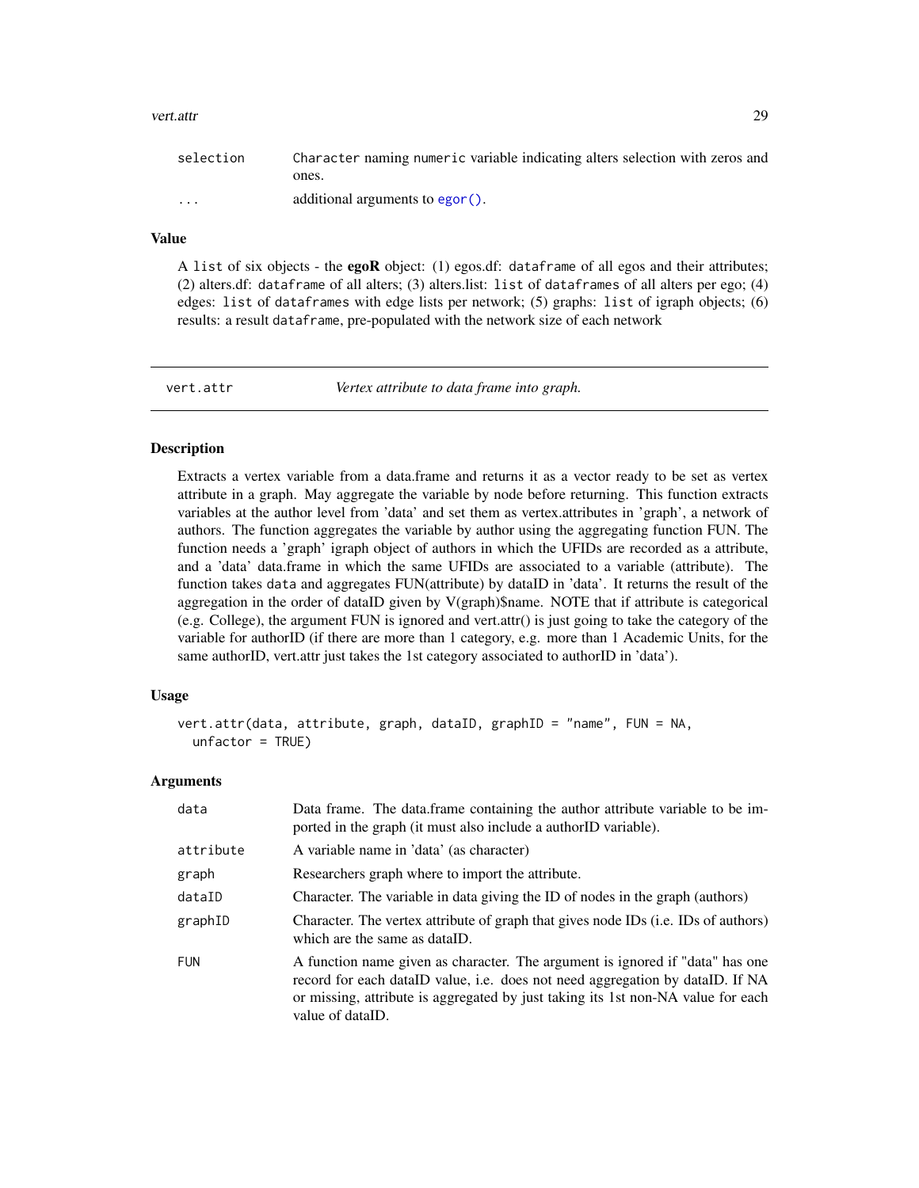| | |
|---|---|
| selection | Character naming numeric variable indicating alters selection with zeros and ones. |
| ... | additional arguments to egor(). |

### Value

A list of six objects - the **egoR** object: (1) egos.df: dataframe of all egos and their attributes; (2) alters.df: dataframe of all alters; (3) alters.list: list of dataframes of all alters per ego; (4) edges: list of dataframes with edge lists per network; (5) graphs: list of igraph objects; (6) results: a result dataframe, pre-populated with the network size of each network

---

## vert.attr *Vertex attribute to data frame into graph.*

### Description

Extracts a vertex variable from a data.frame and returns it as a vector ready to be set as vertex attribute in a graph. May aggregate the variable by node before returning. This function extracts variables at the author level from 'data' and set them as vertex.attributes in 'graph', a network of authors. The function aggregates the variable by author using the aggregating function FUN. The function needs a 'graph' igraph object of authors in which the UFIDs are recorded as a attribute, and a 'data' data.frame in which the same UFIDs are associated to a variable (attribute). The function takes data and aggregates FUN(attribute) by dataID in 'data'. It returns the result of the aggregation in the order of dataID given by V(graph)$name. NOTE that if attribute is categorical (e.g. College), the argument FUN is ignored and vert.attr() is just going to take the category of the variable for authorID (if there are more than 1 category, e.g. more than 1 Academic Units, for the same authorID, vert.attr just takes the 1st category associated to authorID in 'data').

### Usage

```
vert.attr(data, attribute, graph, dataID, graphID = "name", FUN = NA,
  unfactor = TRUE)
```

### Arguments

| | |
|---|---|
| data | Data frame. The data.frame containing the author attribute variable to be imported in the graph (it must also include a authorID variable). |
| attribute | A variable name in 'data' (as character) |
| graph | Researchers graph where to import the attribute. |
| dataID | Character. The variable in data giving the ID of nodes in the graph (authors) |
| graphID | Character. The vertex attribute of graph that gives node IDs (i.e. IDs of authors) which are the same as dataID. |
| FUN | A function name given as character. The argument is ignored if "data" has one record for each dataID value, i.e. does not need aggregation by dataID. If NA or missing, attribute is aggregated by just taking its 1st non-NA value for each value of dataID. |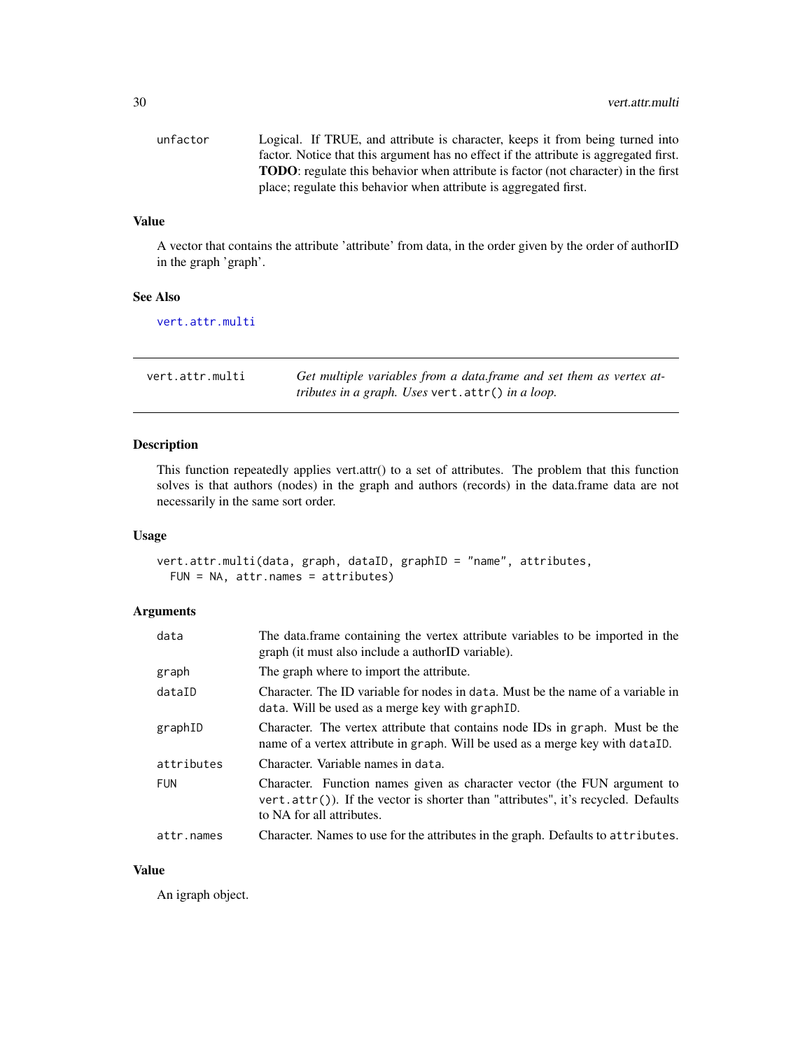| | |
|---|---|
| unfactor | Logical. If TRUE, and attribute is character, keeps it from being turned into factor. Notice that this argument has no effect if the attribute is aggregated first. **TODO**: regulate this behavior when attribute is factor (not character) in the first place; regulate this behavior when attribute is aggregated first. |

### Value

A vector that contains the attribute 'attribute' from data, in the order given by the order of authorID in the graph 'graph'.

### See Also

vert.attr.multi

---

## vert.attr.multi — *Get multiple variables from a data.frame and set them as vertex attributes in a graph. Uses `vert.attr()` in a loop.*

---

### Description

This function repeatedly applies vert.attr() to a set of attributes. The problem that this function solves is that authors (nodes) in the graph and authors (records) in the data.frame data are not necessarily in the same sort order.

### Usage

```
vert.attr.multi(data, graph, dataID, graphID = "name", attributes,
  FUN = NA, attr.names = attributes)
```

### Arguments

| | |
|---|---|
| data | The data.frame containing the vertex attribute variables to be imported in the graph (it must also include a authorID variable). |
| graph | The graph where to import the attribute. |
| dataID | Character. The ID variable for nodes in `data`. Must be the name of a variable in `data`. Will be used as a merge key with `graphID`. |
| graphID | Character. The vertex attribute that contains node IDs in `graph`. Must be the name of a vertex attribute in `graph`. Will be used as a merge key with `dataID`. |
| attributes | Character. Variable names in `data`. |
| FUN | Character. Function names given as character vector (the FUN argument to `vert.attr()`). If the vector is shorter than "attributes", it's recycled. Defaults to NA for all attributes. |
| attr.names | Character. Names to use for the attributes in the graph. Defaults to `attributes`. |

### Value

An igraph object.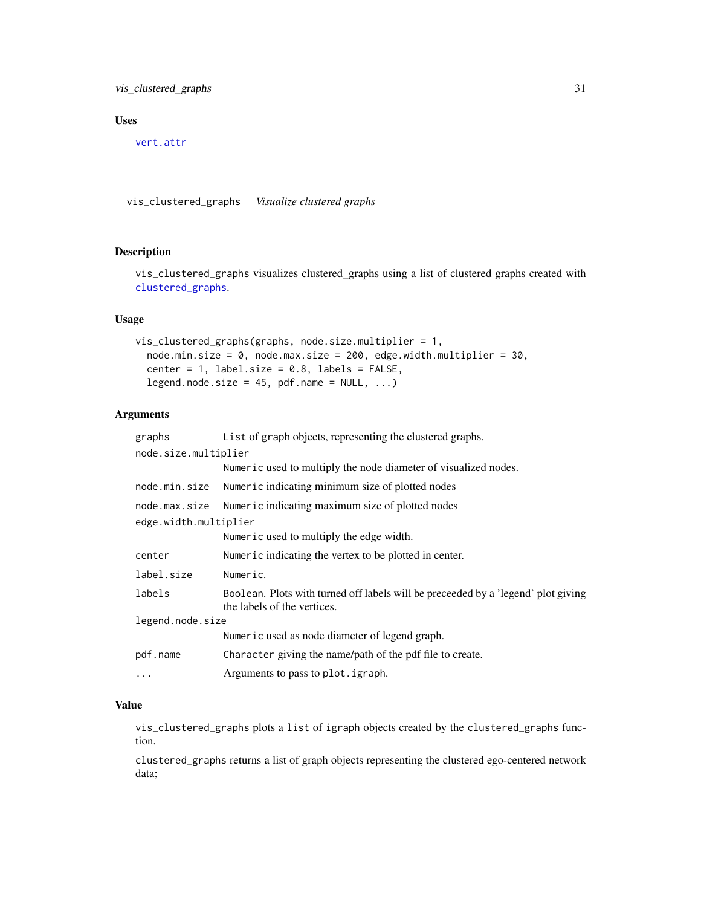### Uses

vert.attr

---

## vis_clustered_graphs *Visualize clustered graphs*

### Description

vis_clustered_graphs visualizes clustered_graphs using a list of clustered graphs created with clustered_graphs.

### Usage

```
vis_clustered_graphs(graphs, node.size.multiplier = 1,
  node.min.size = 0, node.max.size = 200, edge.width.multiplier = 30,
  center = 1, label.size = 0.8, labels = FALSE,
  legend.node.size = 45, pdf.name = NULL, ...)
```

### Arguments

| Argument | Description |
|---|---|
| graphs | List of graph objects, representing the clustered graphs. |
| node.size.multiplier | Numeric used to multiply the node diameter of visualized nodes. |
| node.min.size | Numeric indicating minimum size of plotted nodes |
| node.max.size | Numeric indicating maximum size of plotted nodes |
| edge.width.multiplier | Numeric used to multiply the edge width. |
| center | Numeric indicating the vertex to be plotted in center. |
| label.size | Numeric. |
| labels | Boolean. Plots with turned off labels will be preceeded by a 'legend' plot giving the labels of the vertices. |
| legend.node.size | Numeric used as node diameter of legend graph. |
| pdf.name | Character giving the name/path of the pdf file to create. |
| ... | Arguments to pass to plot.igraph. |

### Value

vis_clustered_graphs plots a list of igraph objects created by the clustered_graphs function.

clustered_graphs returns a list of graph objects representing the clustered ego-centered network data;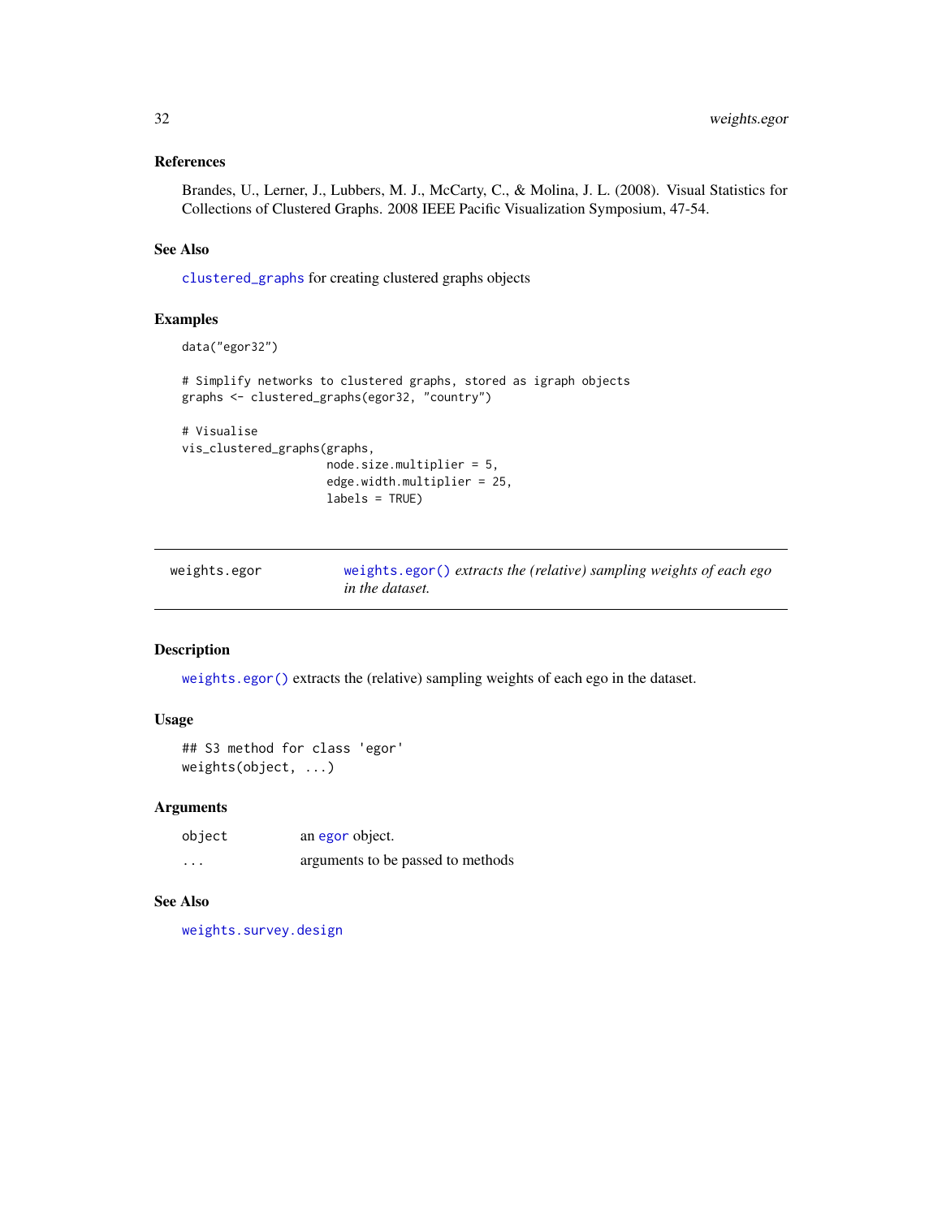### References

Brandes, U., Lerner, J., Lubbers, M. J., McCarty, C., & Molina, J. L. (2008). Visual Statistics for Collections of Clustered Graphs. 2008 IEEE Pacific Visualization Symposium, 47-54.

### See Also

`clustered_graphs` for creating clustered graphs objects

### Examples

```
data("egor32")

# Simplify networks to clustered graphs, stored as igraph objects
graphs <- clustered_graphs(egor32, "country")

# Visualise
vis_clustered_graphs(graphs,
                     node.size.multiplier = 5,
                     edge.width.multiplier = 25,
                     labels = TRUE)
```

---

## weights.egor — *`weights.egor()` extracts the (relative) sampling weights of each ego in the dataset.*

---

### Description

`weights.egor()` extracts the (relative) sampling weights of each ego in the dataset.

### Usage

```
## S3 method for class 'egor'
weights(object, ...)
```

### Arguments

| | |
|---|---|
| `object` | an `egor` object. |
| `...` | arguments to be passed to methods |

### See Also

`weights.survey.design`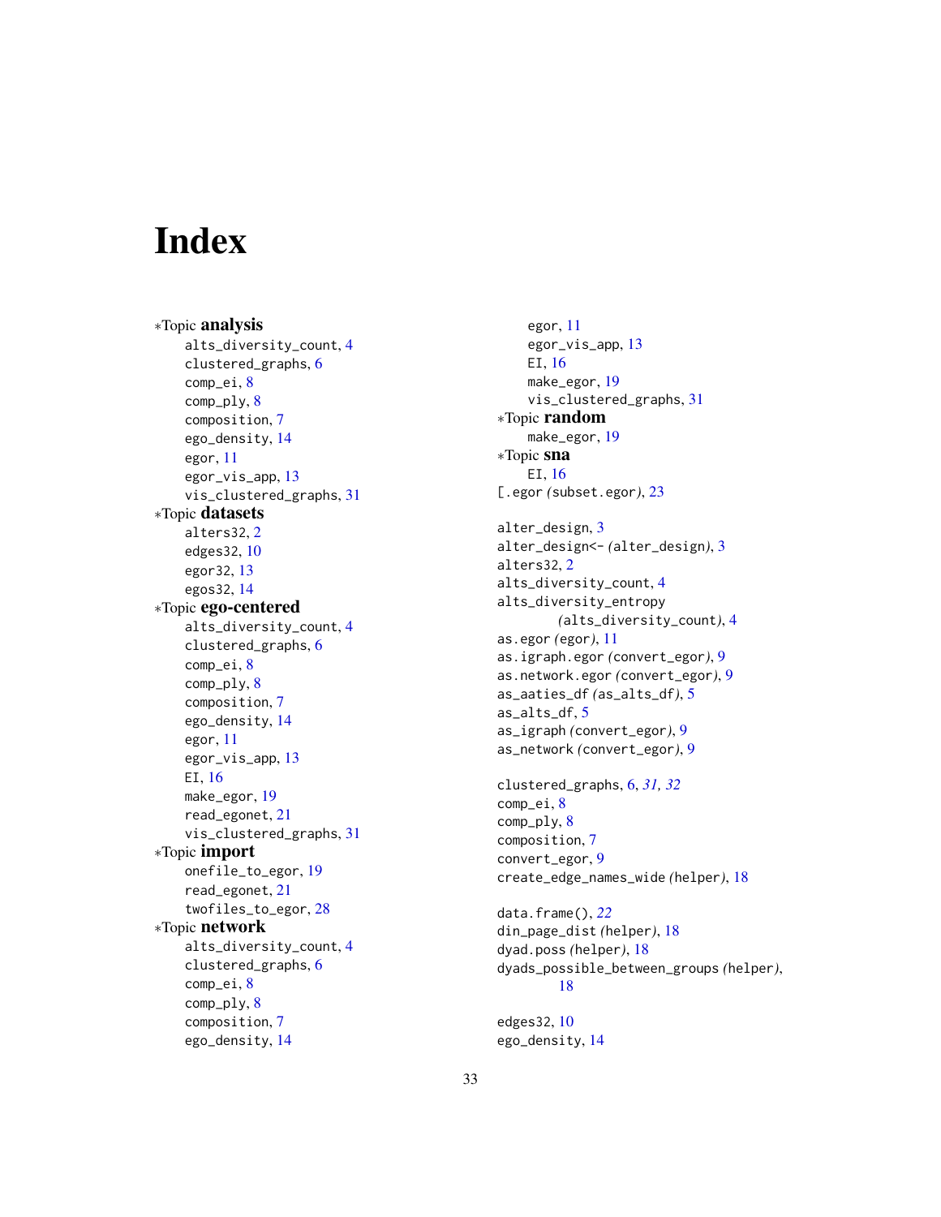# Index

∗Topic **analysis**
- alts_diversity_count, 4
- clustered_graphs, 6
- comp_ei, 8
- comp_ply, 8
- composition, 7
- ego_density, 14
- egor, 11
- egor_vis_app, 13
- vis_clustered_graphs, 31

∗Topic **datasets**
- alters32, 2
- edges32, 10
- egor32, 13
- egos32, 14

∗Topic **ego-centered**
- alts_diversity_count, 4
- clustered_graphs, 6
- comp_ei, 8
- comp_ply, 8
- composition, 7
- ego_density, 14
- egor, 11
- egor_vis_app, 13
- EI, 16
- make_egor, 19
- read_egonet, 21
- vis_clustered_graphs, 31

∗Topic **import**
- onefile_to_egor, 19
- read_egonet, 21
- twofiles_to_egor, 28

∗Topic **network**
- alts_diversity_count, 4
- clustered_graphs, 6
- comp_ei, 8
- comp_ply, 8
- composition, 7
- ego_density, 14
- egor, 11
- egor_vis_app, 13
- EI, 16
- make_egor, 19
- vis_clustered_graphs, 31

∗Topic **random**
- make_egor, 19

∗Topic **sna**
- EI, 16

[.egor *(*subset.egor*)*, 23

alter_design, 3
alter_design<- *(*alter_design*)*, 3
alters32, 2
alts_diversity_count, 4
alts_diversity_entropy *(*alts_diversity_count*)*, 4
as.egor *(*egor*)*, 11
as.igraph.egor *(*convert_egor*)*, 9
as.network.egor *(*convert_egor*)*, 9
as_aaties_df *(*as_alts_df*)*, 5
as_alts_df, 5
as_igraph *(*convert_egor*)*, 9
as_network *(*convert_egor*)*, 9

clustered_graphs, 6, *31, 32*
comp_ei, 8
comp_ply, 8
composition, 7
convert_egor, 9
create_edge_names_wide *(*helper*)*, 18

data.frame(), *22*
din_page_dist *(*helper*)*, 18
dyad.poss *(*helper*)*, 18
dyads_possible_between_groups *(*helper*)*, 18

edges32, 10
ego_density, 14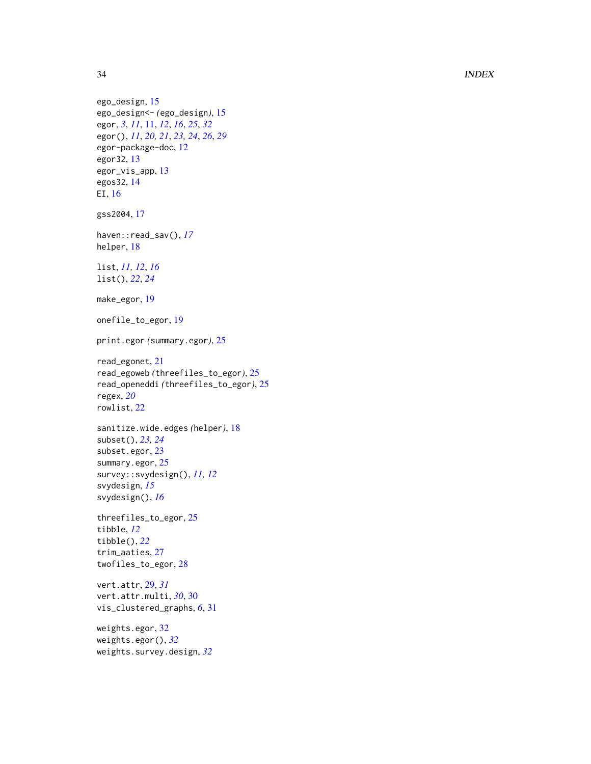ego_design, 15
ego_design<- (ego_design), 15
egor, *3*, *11*, 11, *12*, *16*, *25*, *32*
egor(), *11*, *20, 21*, *23, 24*, *26*, *29*
egor-package-doc, 12
egor32, 13
egor_vis_app, 13
egos32, 14
EI, 16

gss2004, 17

haven::read_sav(), *17*
helper, 18

list, *11, 12*, *16*
list(), *22*, *24*

make_egor, 19

onefile_to_egor, 19

print.egor *(*summary.egor*)*, 25

read_egonet, 21
read_egoweb *(*threefiles_to_egor*)*, 25
read_openeddi *(*threefiles_to_egor*)*, 25
regex, *20*
rowlist, 22

sanitize.wide.edges *(*helper*)*, 18
subset(), *23, 24*
subset.egor, 23
summary.egor, 25
survey::svydesign(), *11, 12*
svydesign, *15*
svydesign(), *16*

threefiles_to_egor, 25
tibble, *12*
tibble(), *22*
trim_aaties, 27
twofiles_to_egor, 28

vert.attr, 29, *31*
vert.attr.multi, *30*, 30
vis_clustered_graphs, *6*, 31

weights.egor, 32
weights.egor(), *32*
weights.survey.design, *32*